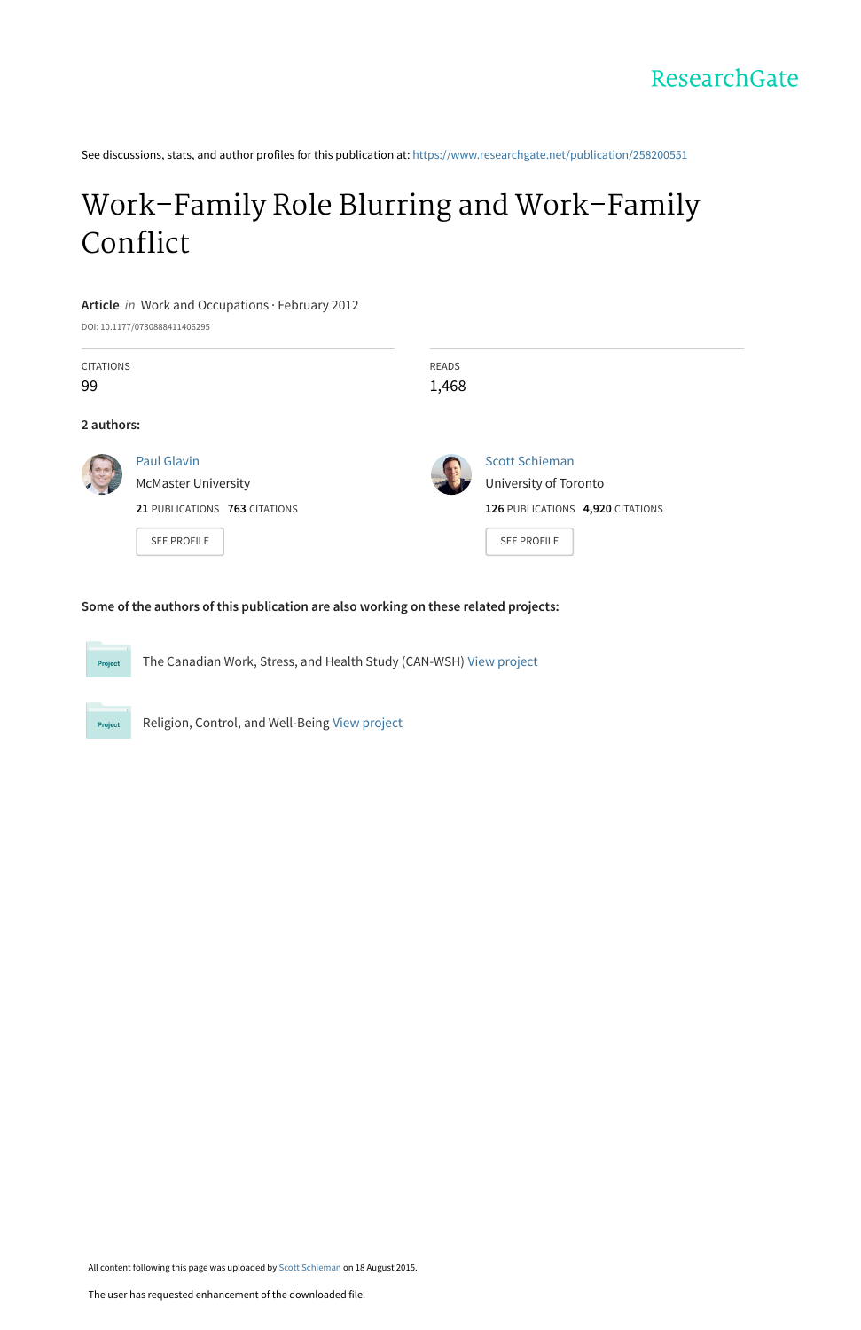ResearchGate

See discussions, stats, and author profiles for this publication at: https://www.researchgate.net/publication/258200551

# Work–Family Role Blurring and Work–Family Conflict

**Article** *in* Work and Occupations · February 2012

DOI: 10.1177/0730888411406295

CITATIONS
99

READS
1,468

**2 authors:**

Paul Glavin
McMaster University
**21** PUBLICATIONS **763** CITATIONS
SEE PROFILE

Scott Schieman
University of Toronto
**126** PUBLICATIONS **4,920** CITATIONS
SEE PROFILE

**Some of the authors of this publication are also working on these related projects:**

Project: The Canadian Work, Stress, and Health Study (CAN-WSH) View project

Project: Religion, Control, and Well-Being View project

All content following this page was uploaded by Scott Schieman on 18 August 2015.

The user has requested enhancement of the downloaded file.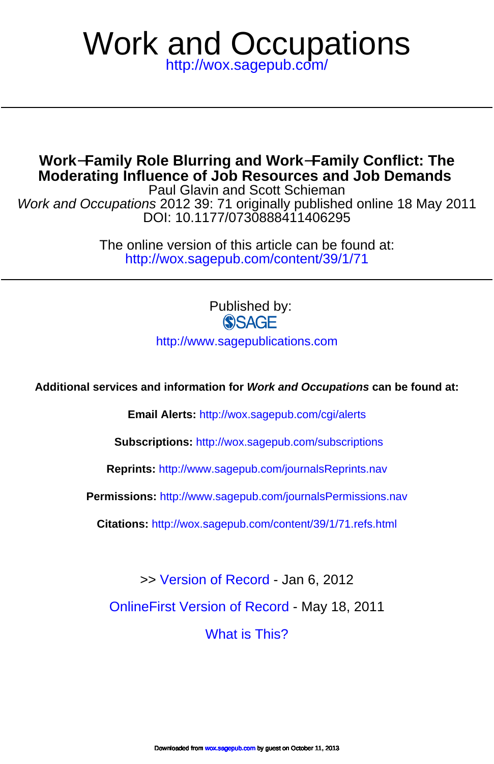# Work and Occupations

http://wox.sagepub.com/

---

## Work–Family Role Blurring and Work–Family Conflict: The Moderating Influence of Job Resources and Job Demands

Paul Glavin and Scott Schieman

*Work and Occupations* 2012 39: 71 originally published online 18 May 2011

DOI: 10.1177/0730888411406295

The online version of this article can be found at:

http://wox.sagepub.com/content/39/1/71

---

Published by:

SAGE

http://www.sagepublications.com

**Additional services and information for *Work and Occupations* can be found at:**

**Email Alerts:** http://wox.sagepub.com/cgi/alerts

**Subscriptions:** http://wox.sagepub.com/subscriptions

**Reprints:** http://www.sagepub.com/journalsReprints.nav

**Permissions:** http://www.sagepub.com/journalsPermissions.nav

**Citations:** http://wox.sagepub.com/content/39/1/71.refs.html

>> Version of Record - Jan 6, 2012

OnlineFirst Version of Record - May 18, 2011

What is This?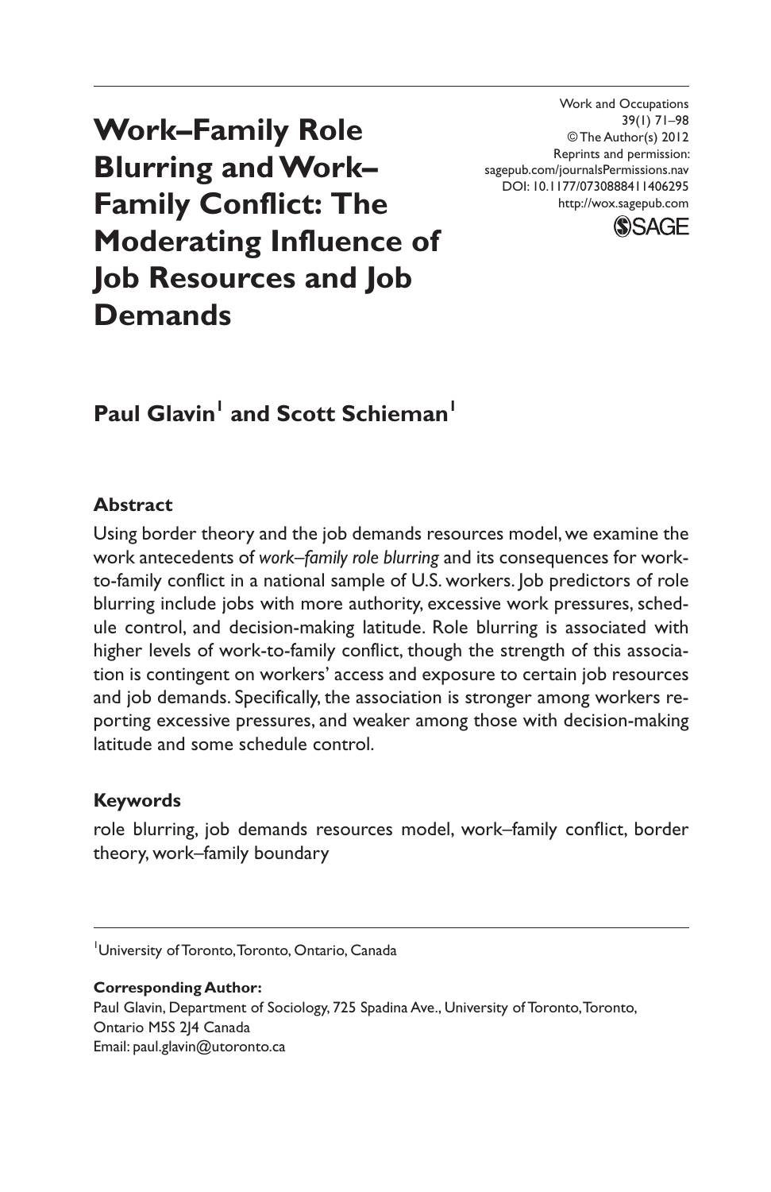# Work–Family Role Blurring and Work–Family Conflict: The Moderating Influence of Job Resources and Job Demands

**Paul Glavin**[1] **and Scott Schieman**[1]

## Abstract

Using border theory and the job demands resources model, we examine the work antecedents of *work–family role blurring* and its consequences for work-to-family conflict in a national sample of U.S. workers. Job predictors of role blurring include jobs with more authority, excessive work pressures, schedule control, and decision-making latitude. Role blurring is associated with higher levels of work-to-family conflict, though the strength of this association is contingent on workers' access and exposure to certain job resources and job demands. Specifically, the association is stronger among workers reporting excessive pressures, and weaker among those with decision-making latitude and some schedule control.

## Keywords

role blurring, job demands resources model, work–family conflict, border theory, work–family boundary

---

[1]University of Toronto, Toronto, Ontario, Canada

**Corresponding Author:**
Paul Glavin, Department of Sociology, 725 Spadina Ave., University of Toronto, Toronto, Ontario M5S 2J4 Canada
Email: paul.glavin@utoronto.ca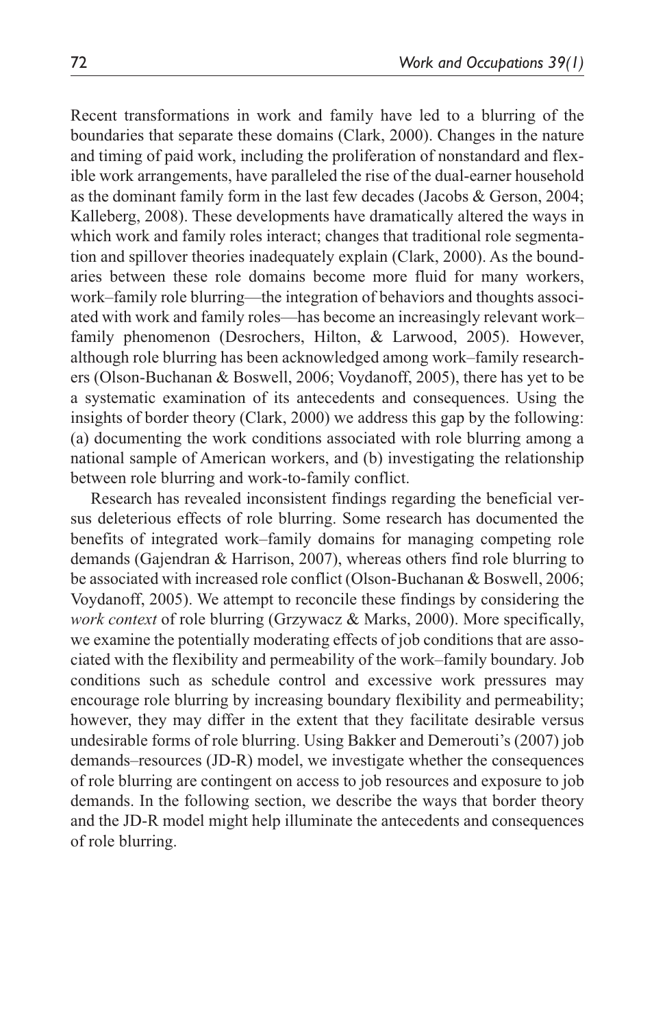Recent transformations in work and family have led to a blurring of the boundaries that separate these domains (Clark, 2000). Changes in the nature and timing of paid work, including the proliferation of nonstandard and flexible work arrangements, have paralleled the rise of the dual-earner household as the dominant family form in the last few decades (Jacobs & Gerson, 2004; Kalleberg, 2008). These developments have dramatically altered the ways in which work and family roles interact; changes that traditional role segmentation and spillover theories inadequately explain (Clark, 2000). As the boundaries between these role domains become more fluid for many workers, work–family role blurring—the integration of behaviors and thoughts associated with work and family roles—has become an increasingly relevant work–family phenomenon (Desrochers, Hilton, & Larwood, 2005). However, although role blurring has been acknowledged among work–family researchers (Olson-Buchanan & Boswell, 2006; Voydanoff, 2005), there has yet to be a systematic examination of its antecedents and consequences. Using the insights of border theory (Clark, 2000) we address this gap by the following: (a) documenting the work conditions associated with role blurring among a national sample of American workers, and (b) investigating the relationship between role blurring and work-to-family conflict.

Research has revealed inconsistent findings regarding the beneficial versus deleterious effects of role blurring. Some research has documented the benefits of integrated work–family domains for managing competing role demands (Gajendran & Harrison, 2007), whereas others find role blurring to be associated with increased role conflict (Olson-Buchanan & Boswell, 2006; Voydanoff, 2005). We attempt to reconcile these findings by considering the *work context* of role blurring (Grzywacz & Marks, 2000). More specifically, we examine the potentially moderating effects of job conditions that are associated with the flexibility and permeability of the work–family boundary. Job conditions such as schedule control and excessive work pressures may encourage role blurring by increasing boundary flexibility and permeability; however, they may differ in the extent that they facilitate desirable versus undesirable forms of role blurring. Using Bakker and Demerouti's (2007) job demands–resources (JD-R) model, we investigate whether the consequences of role blurring are contingent on access to job resources and exposure to job demands. In the following section, we describe the ways that border theory and the JD-R model might help illuminate the antecedents and consequences of role blurring.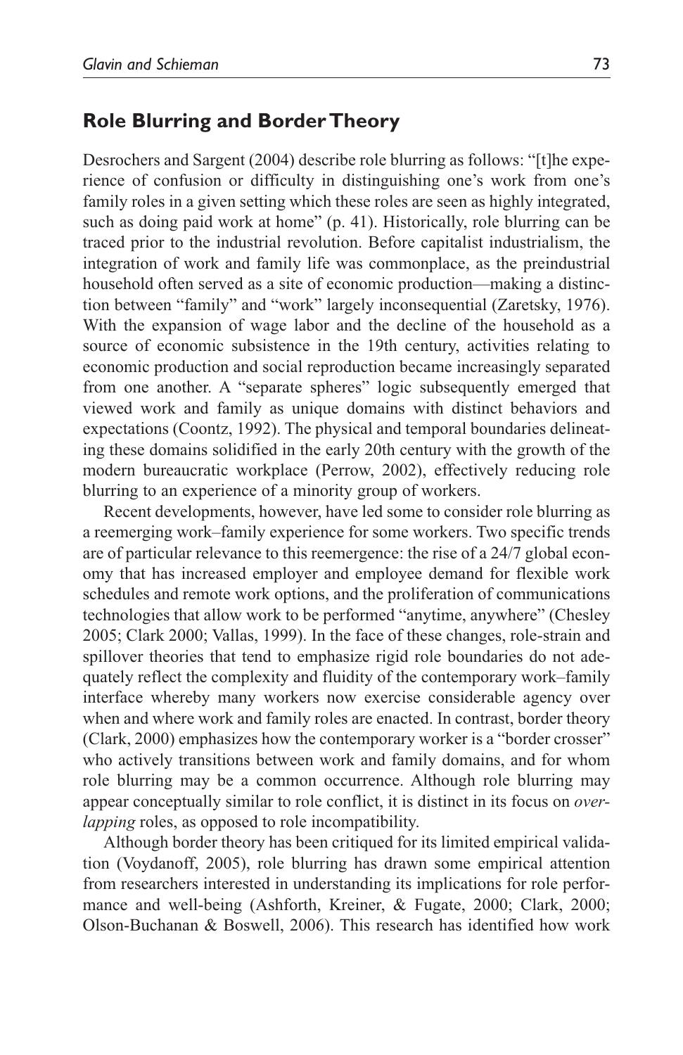## Role Blurring and Border Theory

Desrochers and Sargent (2004) describe role blurring as follows: "[t]he experience of confusion or difficulty in distinguishing one's work from one's family roles in a given setting which these roles are seen as highly integrated, such as doing paid work at home" (p. 41). Historically, role blurring can be traced prior to the industrial revolution. Before capitalist industrialism, the integration of work and family life was commonplace, as the preindustrial household often served as a site of economic production—making a distinction between "family" and "work" largely inconsequential (Zaretsky, 1976). With the expansion of wage labor and the decline of the household as a source of economic subsistence in the 19th century, activities relating to economic production and social reproduction became increasingly separated from one another. A "separate spheres" logic subsequently emerged that viewed work and family as unique domains with distinct behaviors and expectations (Coontz, 1992). The physical and temporal boundaries delineating these domains solidified in the early 20th century with the growth of the modern bureaucratic workplace (Perrow, 2002), effectively reducing role blurring to an experience of a minority group of workers.

Recent developments, however, have led some to consider role blurring as a reemerging work–family experience for some workers. Two specific trends are of particular relevance to this reemergence: the rise of a 24/7 global economy that has increased employer and employee demand for flexible work schedules and remote work options, and the proliferation of communications technologies that allow work to be performed "anytime, anywhere" (Chesley 2005; Clark 2000; Vallas, 1999). In the face of these changes, role-strain and spillover theories that tend to emphasize rigid role boundaries do not adequately reflect the complexity and fluidity of the contemporary work–family interface whereby many workers now exercise considerable agency over when and where work and family roles are enacted. In contrast, border theory (Clark, 2000) emphasizes how the contemporary worker is a "border crosser" who actively transitions between work and family domains, and for whom role blurring may be a common occurrence. Although role blurring may appear conceptually similar to role conflict, it is distinct in its focus on *overlapping* roles, as opposed to role incompatibility.

Although border theory has been critiqued for its limited empirical validation (Voydanoff, 2005), role blurring has drawn some empirical attention from researchers interested in understanding its implications for role performance and well-being (Ashforth, Kreiner, & Fugate, 2000; Clark, 2000; Olson-Buchanan & Boswell, 2006). This research has identified how work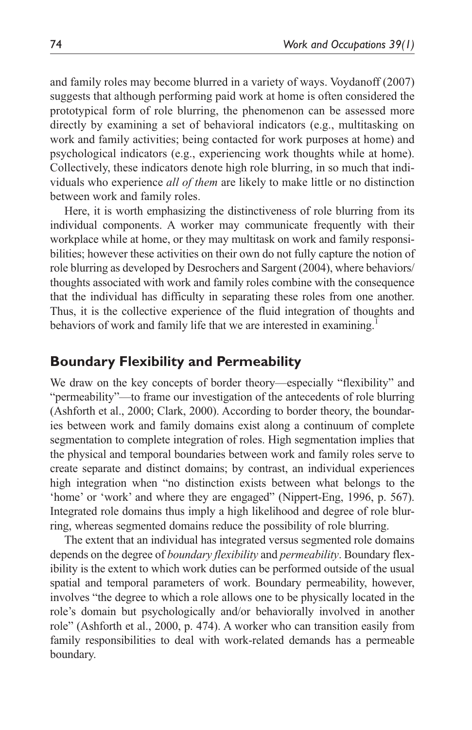and family roles may become blurred in a variety of ways. Voydanoff (2007) suggests that although performing paid work at home is often considered the prototypical form of role blurring, the phenomenon can be assessed more directly by examining a set of behavioral indicators (e.g., multitasking on work and family activities; being contacted for work purposes at home) and psychological indicators (e.g., experiencing work thoughts while at home). Collectively, these indicators denote high role blurring, in so much that individuals who experience *all of them* are likely to make little or no distinction between work and family roles.

Here, it is worth emphasizing the distinctiveness of role blurring from its individual components. A worker may communicate frequently with their workplace while at home, or they may multitask on work and family responsibilities; however these activities on their own do not fully capture the notion of role blurring as developed by Desrochers and Sargent (2004), where behaviors/thoughts associated with work and family roles combine with the consequence that the individual has difficulty in separating these roles from one another. Thus, it is the collective experience of the fluid integration of thoughts and behaviors of work and family life that we are interested in examining.[1]

## Boundary Flexibility and Permeability

We draw on the key concepts of border theory—especially "flexibility" and "permeability"—to frame our investigation of the antecedents of role blurring (Ashforth et al., 2000; Clark, 2000). According to border theory, the boundaries between work and family domains exist along a continuum of complete segmentation to complete integration of roles. High segmentation implies that the physical and temporal boundaries between work and family roles serve to create separate and distinct domains; by contrast, an individual experiences high integration when "no distinction exists between what belongs to the 'home' or 'work' and where they are engaged" (Nippert-Eng, 1996, p. 567). Integrated role domains thus imply a high likelihood and degree of role blurring, whereas segmented domains reduce the possibility of role blurring.

The extent that an individual has integrated versus segmented role domains depends on the degree of *boundary flexibility* and *permeability*. Boundary flexibility is the extent to which work duties can be performed outside of the usual spatial and temporal parameters of work. Boundary permeability, however, involves "the degree to which a role allows one to be physically located in the role's domain but psychologically and/or behaviorally involved in another role" (Ashforth et al., 2000, p. 474). A worker who can transition easily from family responsibilities to deal with work-related demands has a permeable boundary.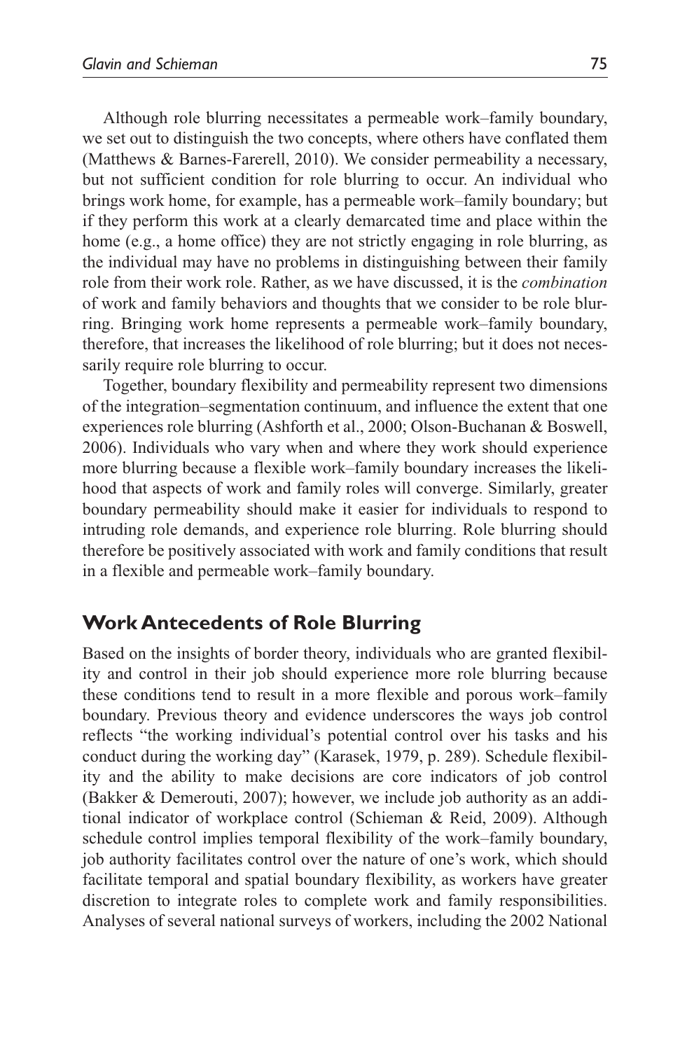Although role blurring necessitates a permeable work–family boundary, we set out to distinguish the two concepts, where others have conflated them (Matthews & Barnes-Farerell, 2010). We consider permeability a necessary, but not sufficient condition for role blurring to occur. An individual who brings work home, for example, has a permeable work–family boundary; but if they perform this work at a clearly demarcated time and place within the home (e.g., a home office) they are not strictly engaging in role blurring, as the individual may have no problems in distinguishing between their family role from their work role. Rather, as we have discussed, it is the *combination* of work and family behaviors and thoughts that we consider to be role blurring. Bringing work home represents a permeable work–family boundary, therefore, that increases the likelihood of role blurring; but it does not necessarily require role blurring to occur.

Together, boundary flexibility and permeability represent two dimensions of the integration–segmentation continuum, and influence the extent that one experiences role blurring (Ashforth et al., 2000; Olson-Buchanan & Boswell, 2006). Individuals who vary when and where they work should experience more blurring because a flexible work–family boundary increases the likelihood that aspects of work and family roles will converge. Similarly, greater boundary permeability should make it easier for individuals to respond to intruding role demands, and experience role blurring. Role blurring should therefore be positively associated with work and family conditions that result in a flexible and permeable work–family boundary.

## Work Antecedents of Role Blurring

Based on the insights of border theory, individuals who are granted flexibility and control in their job should experience more role blurring because these conditions tend to result in a more flexible and porous work–family boundary. Previous theory and evidence underscores the ways job control reflects "the working individual's potential control over his tasks and his conduct during the working day" (Karasek, 1979, p. 289). Schedule flexibility and the ability to make decisions are core indicators of job control (Bakker & Demerouti, 2007); however, we include job authority as an additional indicator of workplace control (Schieman & Reid, 2009). Although schedule control implies temporal flexibility of the work–family boundary, job authority facilitates control over the nature of one's work, which should facilitate temporal and spatial boundary flexibility, as workers have greater discretion to integrate roles to complete work and family responsibilities. Analyses of several national surveys of workers, including the 2002 National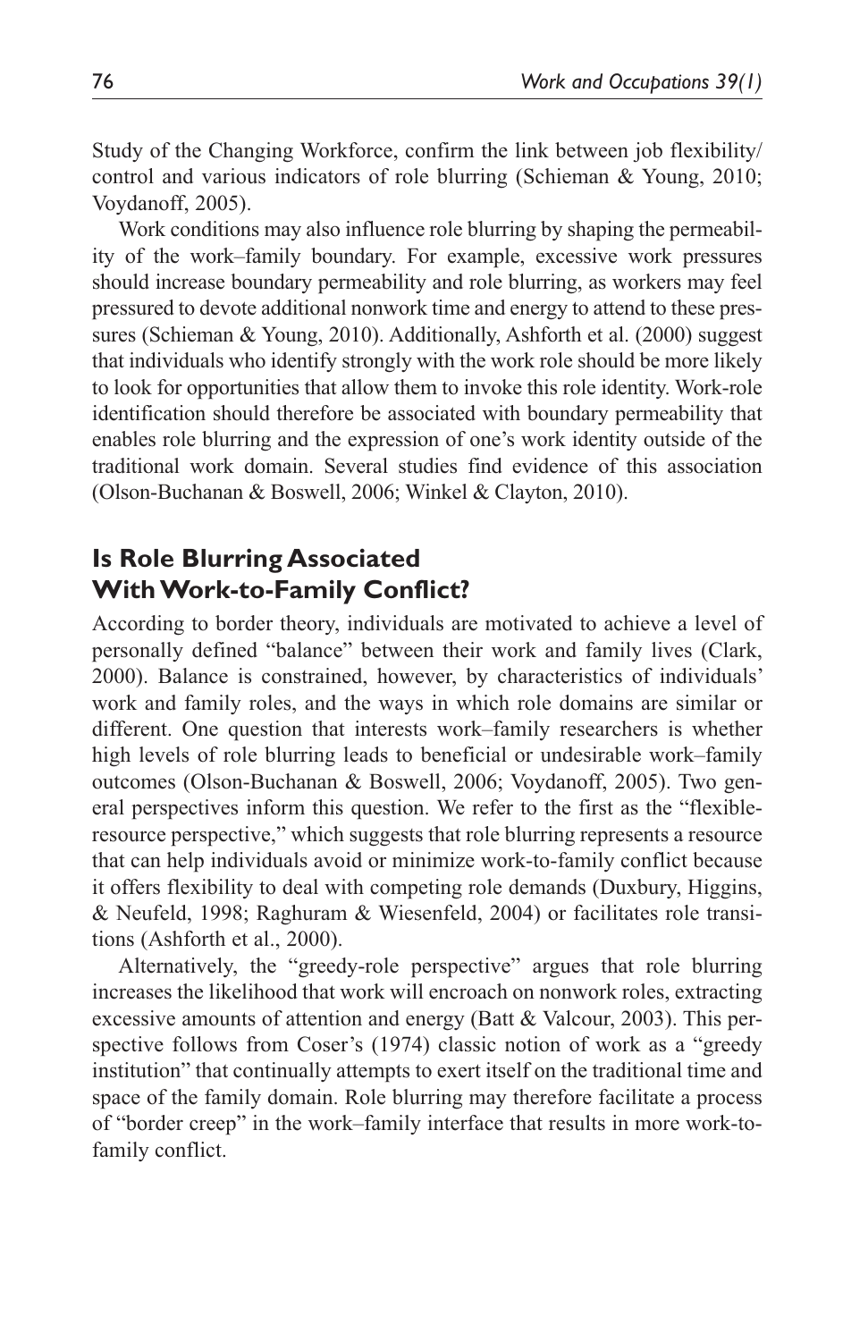Study of the Changing Workforce, confirm the link between job flexibility/control and various indicators of role blurring (Schieman & Young, 2010; Voydanoff, 2005).

Work conditions may also influence role blurring by shaping the permeability of the work–family boundary. For example, excessive work pressures should increase boundary permeability and role blurring, as workers may feel pressured to devote additional nonwork time and energy to attend to these pressures (Schieman & Young, 2010). Additionally, Ashforth et al. (2000) suggest that individuals who identify strongly with the work role should be more likely to look for opportunities that allow them to invoke this role identity. Work-role identification should therefore be associated with boundary permeability that enables role blurring and the expression of one's work identity outside of the traditional work domain. Several studies find evidence of this association (Olson-Buchanan & Boswell, 2006; Winkel & Clayton, 2010).

## Is Role Blurring Associated With Work-to-Family Conflict?

According to border theory, individuals are motivated to achieve a level of personally defined "balance" between their work and family lives (Clark, 2000). Balance is constrained, however, by characteristics of individuals' work and family roles, and the ways in which role domains are similar or different. One question that interests work–family researchers is whether high levels of role blurring leads to beneficial or undesirable work–family outcomes (Olson-Buchanan & Boswell, 2006; Voydanoff, 2005). Two general perspectives inform this question. We refer to the first as the "flexible-resource perspective," which suggests that role blurring represents a resource that can help individuals avoid or minimize work-to-family conflict because it offers flexibility to deal with competing role demands (Duxbury, Higgins, & Neufeld, 1998; Raghuram & Wiesenfeld, 2004) or facilitates role transitions (Ashforth et al., 2000).

Alternatively, the "greedy-role perspective" argues that role blurring increases the likelihood that work will encroach on nonwork roles, extracting excessive amounts of attention and energy (Batt & Valcour, 2003). This perspective follows from Coser's (1974) classic notion of work as a "greedy institution" that continually attempts to exert itself on the traditional time and space of the family domain. Role blurring may therefore facilitate a process of "border creep" in the work–family interface that results in more work-to-family conflict.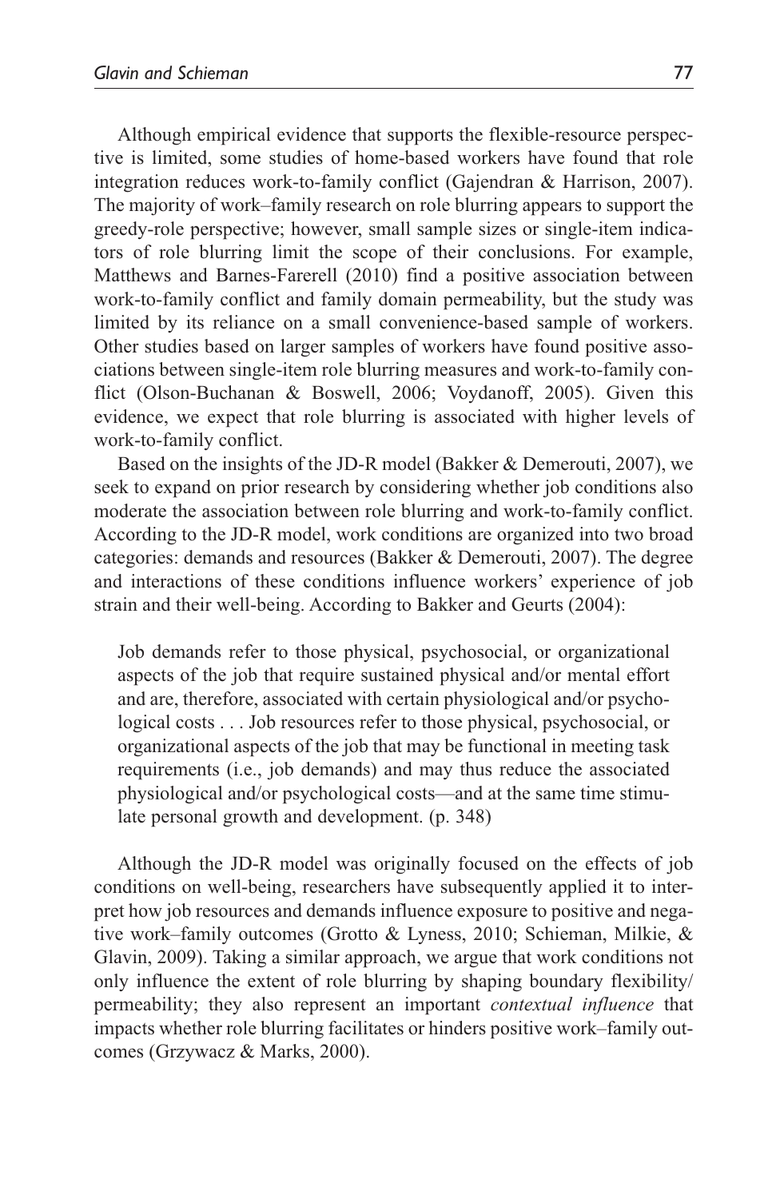Although empirical evidence that supports the flexible-resource perspective is limited, some studies of home-based workers have found that role integration reduces work-to-family conflict (Gajendran & Harrison, 2007). The majority of work–family research on role blurring appears to support the greedy-role perspective; however, small sample sizes or single-item indicators of role blurring limit the scope of their conclusions. For example, Matthews and Barnes-Farerell (2010) find a positive association between work-to-family conflict and family domain permeability, but the study was limited by its reliance on a small convenience-based sample of workers. Other studies based on larger samples of workers have found positive associations between single-item role blurring measures and work-to-family conflict (Olson-Buchanan & Boswell, 2006; Voydanoff, 2005). Given this evidence, we expect that role blurring is associated with higher levels of work-to-family conflict.

Based on the insights of the JD-R model (Bakker & Demerouti, 2007), we seek to expand on prior research by considering whether job conditions also moderate the association between role blurring and work-to-family conflict. According to the JD-R model, work conditions are organized into two broad categories: demands and resources (Bakker & Demerouti, 2007). The degree and interactions of these conditions influence workers' experience of job strain and their well-being. According to Bakker and Geurts (2004):

> Job demands refer to those physical, psychosocial, or organizational aspects of the job that require sustained physical and/or mental effort and are, therefore, associated with certain physiological and/or psychological costs . . . Job resources refer to those physical, psychosocial, or organizational aspects of the job that may be functional in meeting task requirements (i.e., job demands) and may thus reduce the associated physiological and/or psychological costs—and at the same time stimulate personal growth and development. (p. 348)

Although the JD-R model was originally focused on the effects of job conditions on well-being, researchers have subsequently applied it to interpret how job resources and demands influence exposure to positive and negative work–family outcomes (Grotto & Lyness, 2010; Schieman, Milkie, & Glavin, 2009). Taking a similar approach, we argue that work conditions not only influence the extent of role blurring by shaping boundary flexibility/permeability; they also represent an important *contextual influence* that impacts whether role blurring facilitates or hinders positive work–family outcomes (Grzywacz & Marks, 2000).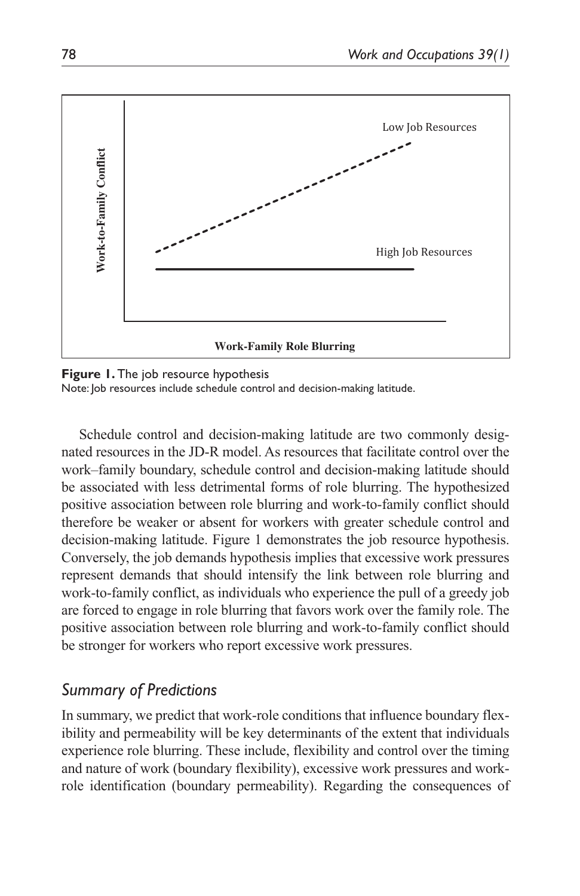**Figure 1.** The job resource hypothesis
Note: Job resources include schedule control and decision-making latitude.

Schedule control and decision-making latitude are two commonly designated resources in the JD-R model. As resources that facilitate control over the work–family boundary, schedule control and decision-making latitude should be associated with less detrimental forms of role blurring. The hypothesized positive association between role blurring and work-to-family conflict should therefore be weaker or absent for workers with greater schedule control and decision-making latitude. Figure 1 demonstrates the job resource hypothesis. Conversely, the job demands hypothesis implies that excessive work pressures represent demands that should intensify the link between role blurring and work-to-family conflict, as individuals who experience the pull of a greedy job are forced to engage in role blurring that favors work over the family role. The positive association between role blurring and work-to-family conflict should be stronger for workers who report excessive work pressures.

## *Summary of Predictions*

In summary, we predict that work-role conditions that influence boundary flexibility and permeability will be key determinants of the extent that individuals experience role blurring. These include, flexibility and control over the timing and nature of work (boundary flexibility), excessive work pressures and work-role identification (boundary permeability). Regarding the consequences of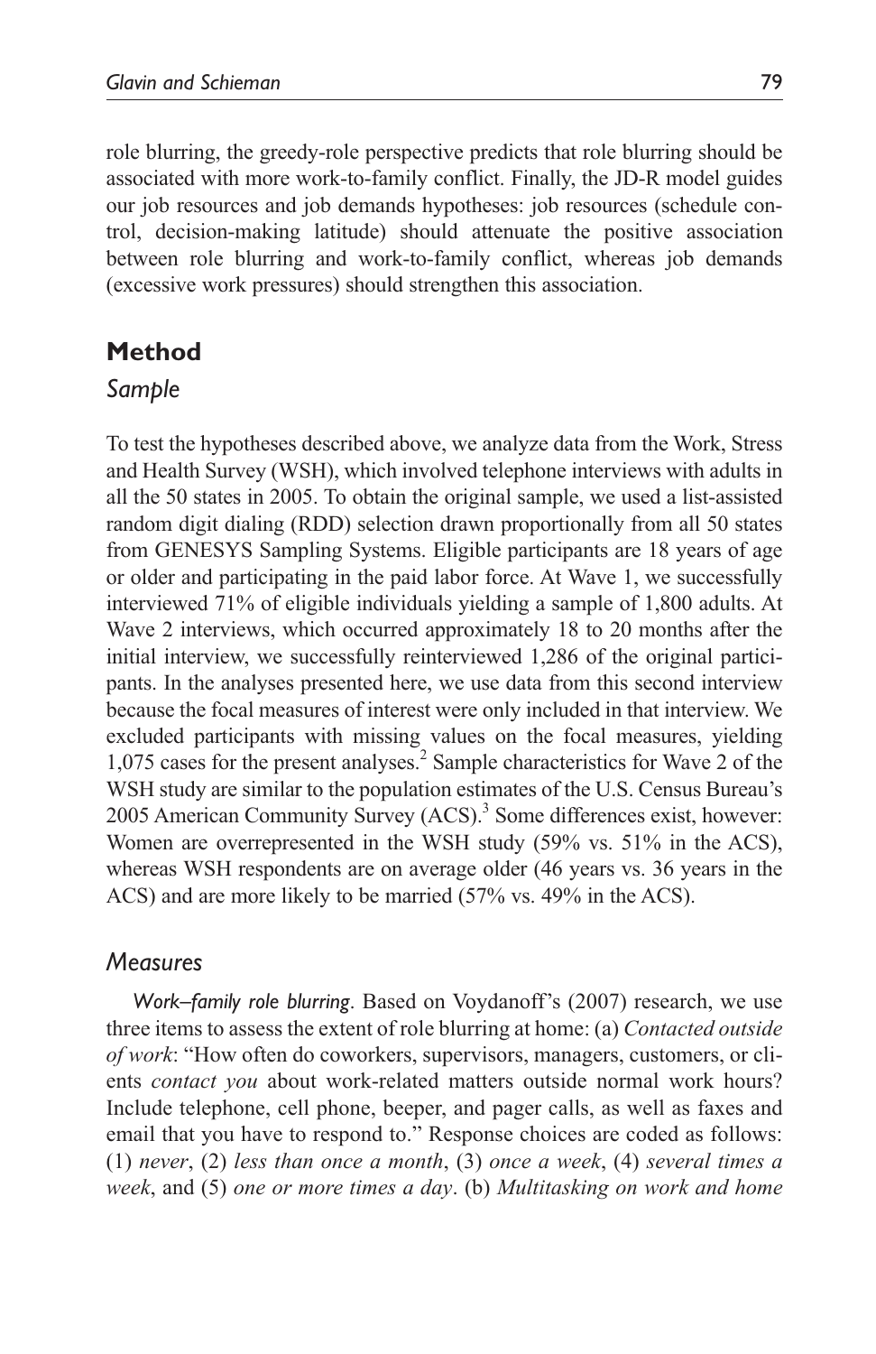role blurring, the greedy-role perspective predicts that role blurring should be associated with more work-to-family conflict. Finally, the JD-R model guides our job resources and job demands hypotheses: job resources (schedule control, decision-making latitude) should attenuate the positive association between role blurring and work-to-family conflict, whereas job demands (excessive work pressures) should strengthen this association.

## Method

### Sample

To test the hypotheses described above, we analyze data from the Work, Stress and Health Survey (WSH), which involved telephone interviews with adults in all the 50 states in 2005. To obtain the original sample, we used a list-assisted random digit dialing (RDD) selection drawn proportionally from all 50 states from GENESYS Sampling Systems. Eligible participants are 18 years of age or older and participating in the paid labor force. At Wave 1, we successfully interviewed 71% of eligible individuals yielding a sample of 1,800 adults. At Wave 2 interviews, which occurred approximately 18 to 20 months after the initial interview, we successfully reinterviewed 1,286 of the original participants. In the analyses presented here, we use data from this second interview because the focal measures of interest were only included in that interview. We excluded participants with missing values on the focal measures, yielding 1,075 cases for the present analyses.[2] Sample characteristics for Wave 2 of the WSH study are similar to the population estimates of the U.S. Census Bureau's 2005 American Community Survey (ACS).[3] Some differences exist, however: Women are overrepresented in the WSH study (59% vs. 51% in the ACS), whereas WSH respondents are on average older (46 years vs. 36 years in the ACS) and are more likely to be married (57% vs. 49% in the ACS).

### Measures

*Work–family role blurring*. Based on Voydanoff's (2007) research, we use three items to assess the extent of role blurring at home: (a) *Contacted outside of work*: "How often do coworkers, supervisors, managers, customers, or clients *contact you* about work-related matters outside normal work hours? Include telephone, cell phone, beeper, and pager calls, as well as faxes and email that you have to respond to." Response choices are coded as follows: (1) *never*, (2) *less than once a month*, (3) *once a week*, (4) *several times a week*, and (5) *one or more times a day*. (b) *Multitasking on work and home*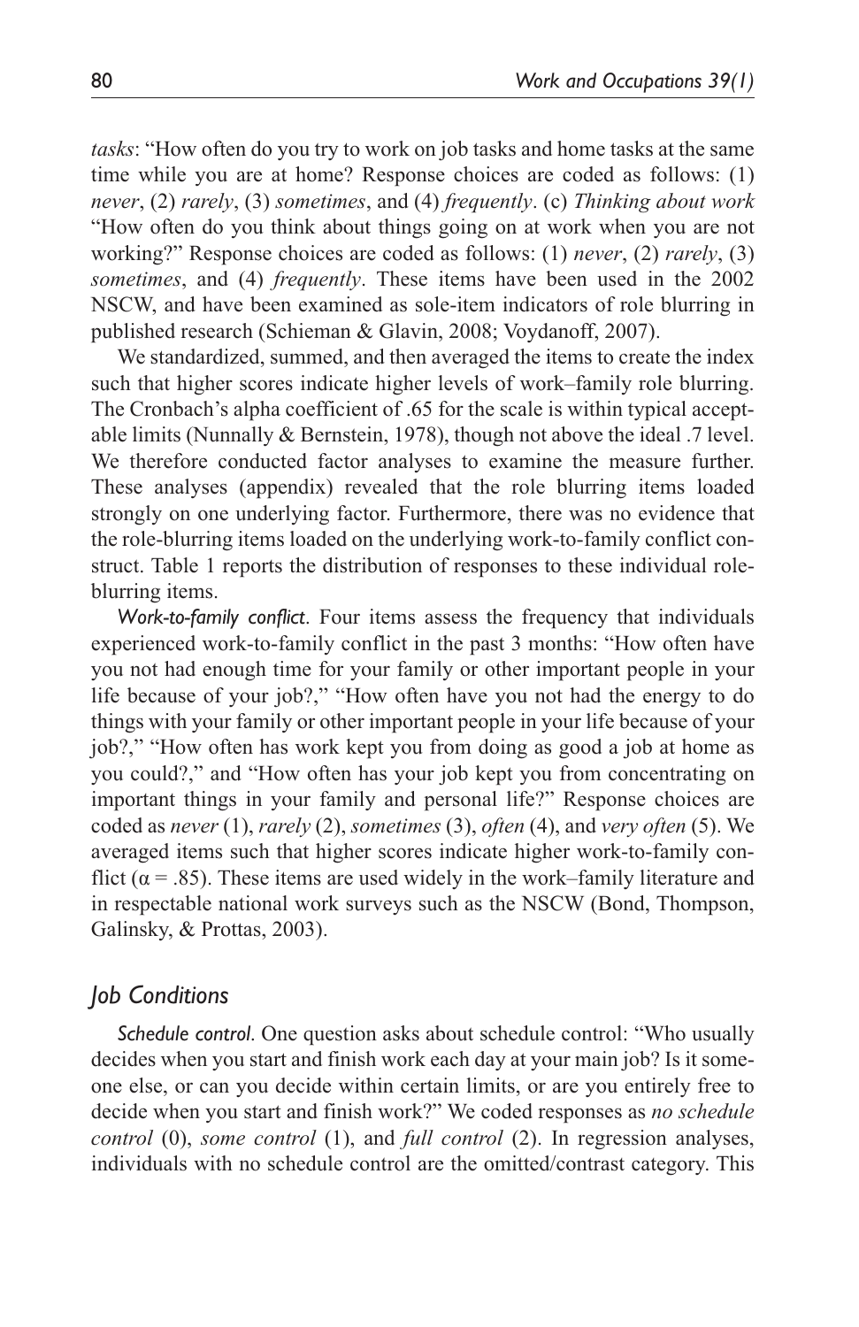*tasks*: "How often do you try to work on job tasks and home tasks at the same time while you are at home? Response choices are coded as follows: (1) *never*, (2) *rarely*, (3) *sometimes*, and (4) *frequently*. (c) *Thinking about work* "How often do you think about things going on at work when you are not working?" Response choices are coded as follows: (1) *never*, (2) *rarely*, (3) *sometimes*, and (4) *frequently*. These items have been used in the 2002 NSCW, and have been examined as sole-item indicators of role blurring in published research (Schieman & Glavin, 2008; Voydanoff, 2007).

We standardized, summed, and then averaged the items to create the index such that higher scores indicate higher levels of work–family role blurring. The Cronbach's alpha coefficient of .65 for the scale is within typical acceptable limits (Nunnally & Bernstein, 1978), though not above the ideal .7 level. We therefore conducted factor analyses to examine the measure further. These analyses (appendix) revealed that the role blurring items loaded strongly on one underlying factor. Furthermore, there was no evidence that the role-blurring items loaded on the underlying work-to-family conflict construct. Table 1 reports the distribution of responses to these individual role-blurring items.

*Work-to-family conflict*. Four items assess the frequency that individuals experienced work-to-family conflict in the past 3 months: "How often have you not had enough time for your family or other important people in your life because of your job?," "How often have you not had the energy to do things with your family or other important people in your life because of your job?," "How often has work kept you from doing as good a job at home as you could?," and "How often has your job kept you from concentrating on important things in your family and personal life?" Response choices are coded as *never* (1), *rarely* (2), *sometimes* (3), *often* (4), and *very often* (5). We averaged items such that higher scores indicate higher work-to-family conflict ($\alpha = .85$). These items are used widely in the work–family literature and in respectable national work surveys such as the NSCW (Bond, Thompson, Galinsky, & Prottas, 2003).

## *Job Conditions*

*Schedule control*. One question asks about schedule control: "Who usually decides when you start and finish work each day at your main job? Is it someone else, or can you decide within certain limits, or are you entirely free to decide when you start and finish work?" We coded responses as *no schedule control* (0), *some control* (1), and *full control* (2). In regression analyses, individuals with no schedule control are the omitted/contrast category. This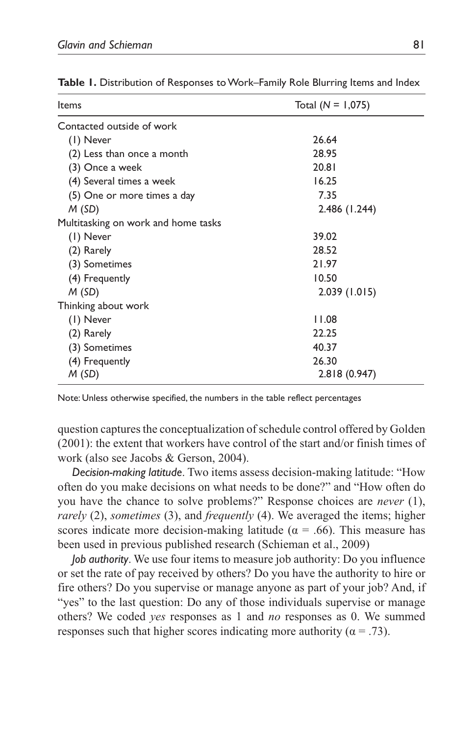**Table 1.** Distribution of Responses to Work–Family Role Blurring Items and Index

| Items | Total ($N$ = 1,075) |
|---|---|
| Contacted outside of work | |
| (1) Never | 26.64 |
| (2) Less than once a month | 28.95 |
| (3) Once a week | 20.81 |
| (4) Several times a week | 16.25 |
| (5) One or more times a day | 7.35 |
| *M* (*SD*) | 2.486 (1.244) |
| Multitasking on work and home tasks | |
| (1) Never | 39.02 |
| (2) Rarely | 28.52 |
| (3) Sometimes | 21.97 |
| (4) Frequently | 10.50 |
| *M* (*SD*) | 2.039 (1.015) |
| Thinking about work | |
| (1) Never | 11.08 |
| (2) Rarely | 22.25 |
| (3) Sometimes | 40.37 |
| (4) Frequently | 26.30 |
| *M* (*SD*) | 2.818 (0.947) |

Note: Unless otherwise specified, the numbers in the table reflect percentages

question captures the conceptualization of schedule control offered by Golden (2001): the extent that workers have control of the start and/or finish times of work (also see Jacobs & Gerson, 2004).

*Decision-making latitude*. Two items assess decision-making latitude: "How often do you make decisions on what needs to be done?" and "How often do you have the chance to solve problems?" Response choices are *never* (1), *rarely* (2), *sometimes* (3), and *frequently* (4). We averaged the items; higher scores indicate more decision-making latitude ($\alpha$ = .66). This measure has been used in previous published research (Schieman et al., 2009)

*Job authority*. We use four items to measure job authority: Do you influence or set the rate of pay received by others? Do you have the authority to hire or fire others? Do you supervise or manage anyone as part of your job? And, if "yes" to the last question: Do any of those individuals supervise or manage others? We coded *yes* responses as 1 and *no* responses as 0. We summed responses such that higher scores indicating more authority ($\alpha$ = .73).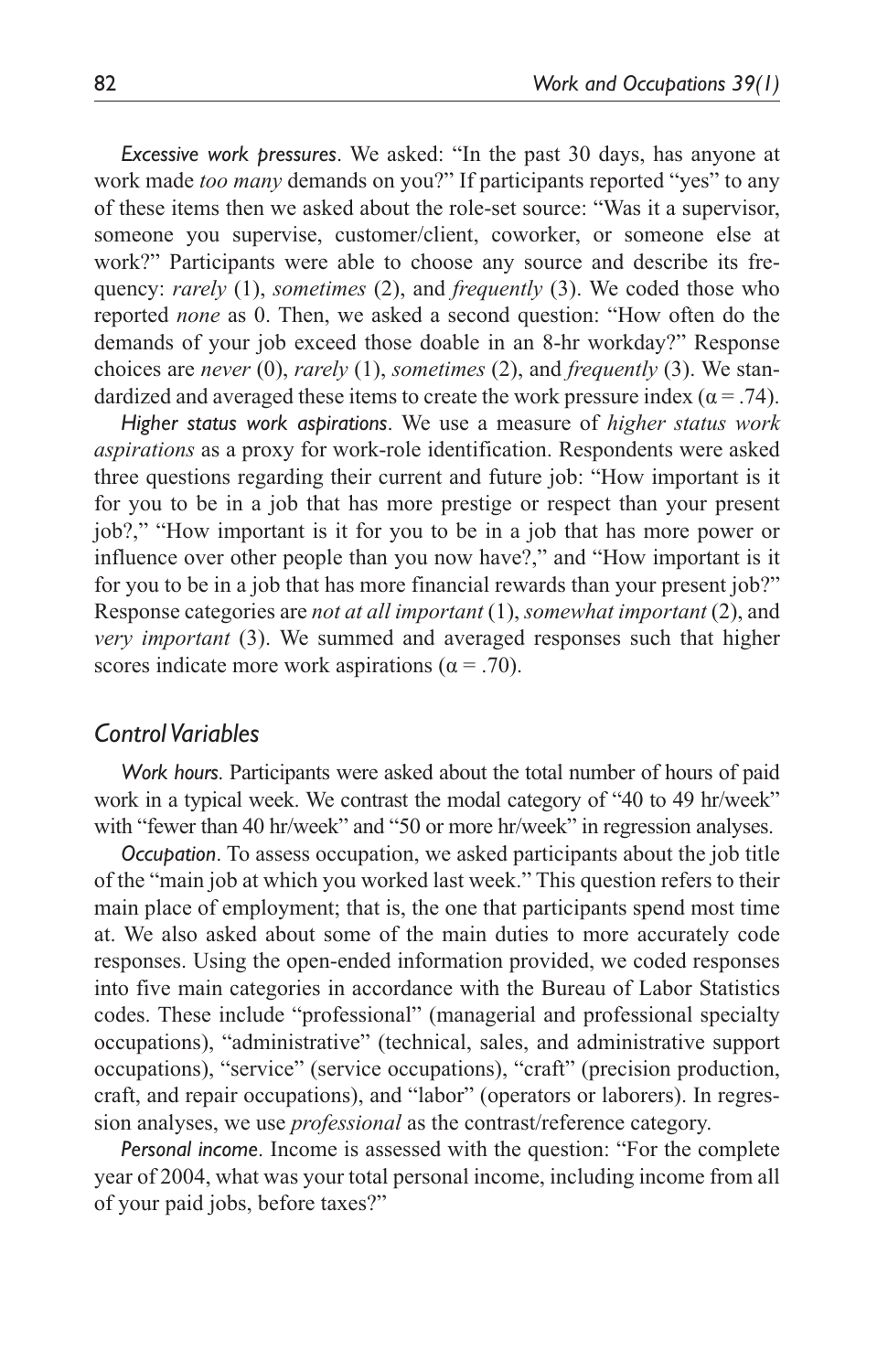*Excessive work pressures*. We asked: "In the past 30 days, has anyone at work made *too many* demands on you?" If participants reported "yes" to any of these items then we asked about the role-set source: "Was it a supervisor, someone you supervise, customer/client, coworker, or someone else at work?" Participants were able to choose any source and describe its frequency: *rarely* (1), *sometimes* (2), and *frequently* (3). We coded those who reported *none* as 0. Then, we asked a second question: "How often do the demands of your job exceed those doable in an 8-hr workday?" Response choices are *never* (0), *rarely* (1), *sometimes* (2), and *frequently* (3). We standardized and averaged these items to create the work pressure index ($\alpha = .74$).

*Higher status work aspirations*. We use a measure of *higher status work aspirations* as a proxy for work-role identification. Respondents were asked three questions regarding their current and future job: "How important is it for you to be in a job that has more prestige or respect than your present job?," "How important is it for you to be in a job that has more power or influence over other people than you now have?," and "How important is it for you to be in a job that has more financial rewards than your present job?" Response categories are *not at all important* (1), *somewhat important* (2), and *very important* (3). We summed and averaged responses such that higher scores indicate more work aspirations ($\alpha = .70$).

## Control Variables

*Work hours*. Participants were asked about the total number of hours of paid work in a typical week. We contrast the modal category of "40 to 49 hr/week" with "fewer than 40 hr/week" and "50 or more hr/week" in regression analyses.

*Occupation*. To assess occupation, we asked participants about the job title of the "main job at which you worked last week." This question refers to their main place of employment; that is, the one that participants spend most time at. We also asked about some of the main duties to more accurately code responses. Using the open-ended information provided, we coded responses into five main categories in accordance with the Bureau of Labor Statistics codes. These include "professional" (managerial and professional specialty occupations), "administrative" (technical, sales, and administrative support occupations), "service" (service occupations), "craft" (precision production, craft, and repair occupations), and "labor" (operators or laborers). In regression analyses, we use *professional* as the contrast/reference category.

*Personal income*. Income is assessed with the question: "For the complete year of 2004, what was your total personal income, including income from all of your paid jobs, before taxes?"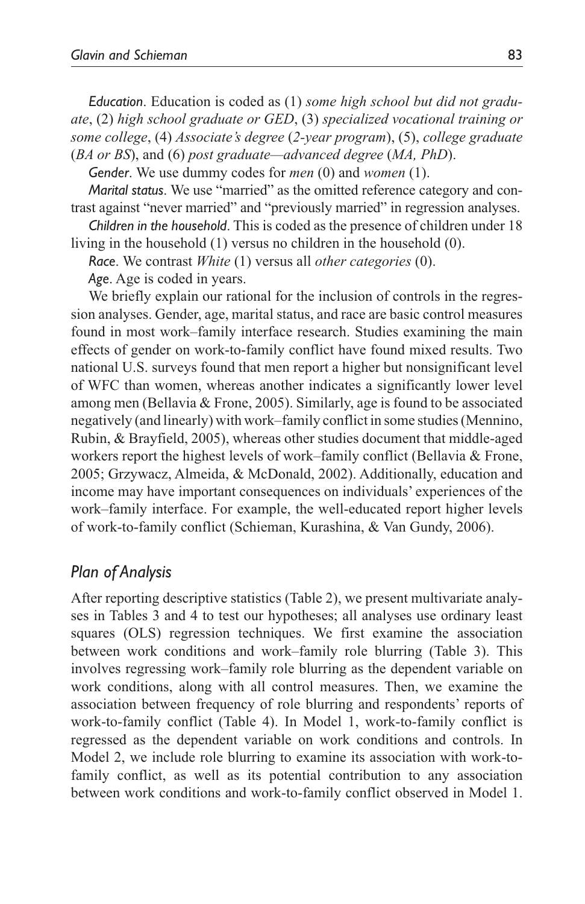*Education*. Education is coded as (1) *some high school but did not graduate*, (2) *high school graduate or GED*, (3) *specialized vocational training or some college*, (4) *Associate's degree* (*2-year program*), (5), *college graduate* (*BA or BS*), and (6) *post graduate—advanced degree* (*MA, PhD*).

*Gender*. We use dummy codes for *men* (0) and *women* (1).

*Marital status*. We use "married" as the omitted reference category and contrast against "never married" and "previously married" in regression analyses.

*Children in the household*. This is coded as the presence of children under 18 living in the household (1) versus no children in the household (0).

*Race*. We contrast *White* (1) versus all *other categories* (0).

*Age*. Age is coded in years.

We briefly explain our rational for the inclusion of controls in the regression analyses. Gender, age, marital status, and race are basic control measures found in most work–family interface research. Studies examining the main effects of gender on work-to-family conflict have found mixed results. Two national U.S. surveys found that men report a higher but nonsignificant level of WFC than women, whereas another indicates a significantly lower level among men (Bellavia & Frone, 2005). Similarly, age is found to be associated negatively (and linearly) with work–family conflict in some studies (Mennino, Rubin, & Brayfield, 2005), whereas other studies document that middle-aged workers report the highest levels of work–family conflict (Bellavia & Frone, 2005; Grzywacz, Almeida, & McDonald, 2002). Additionally, education and income may have important consequences on individuals' experiences of the work–family interface. For example, the well-educated report higher levels of work-to-family conflict (Schieman, Kurashina, & Van Gundy, 2006).

## *Plan of Analysis*

After reporting descriptive statistics (Table 2), we present multivariate analyses in Tables 3 and 4 to test our hypotheses; all analyses use ordinary least squares (OLS) regression techniques. We first examine the association between work conditions and work–family role blurring (Table 3). This involves regressing work–family role blurring as the dependent variable on work conditions, along with all control measures. Then, we examine the association between frequency of role blurring and respondents' reports of work-to-family conflict (Table 4). In Model 1, work-to-family conflict is regressed as the dependent variable on work conditions and controls. In Model 2, we include role blurring to examine its association with work-to-family conflict, as well as its potential contribution to any association between work conditions and work-to-family conflict observed in Model 1.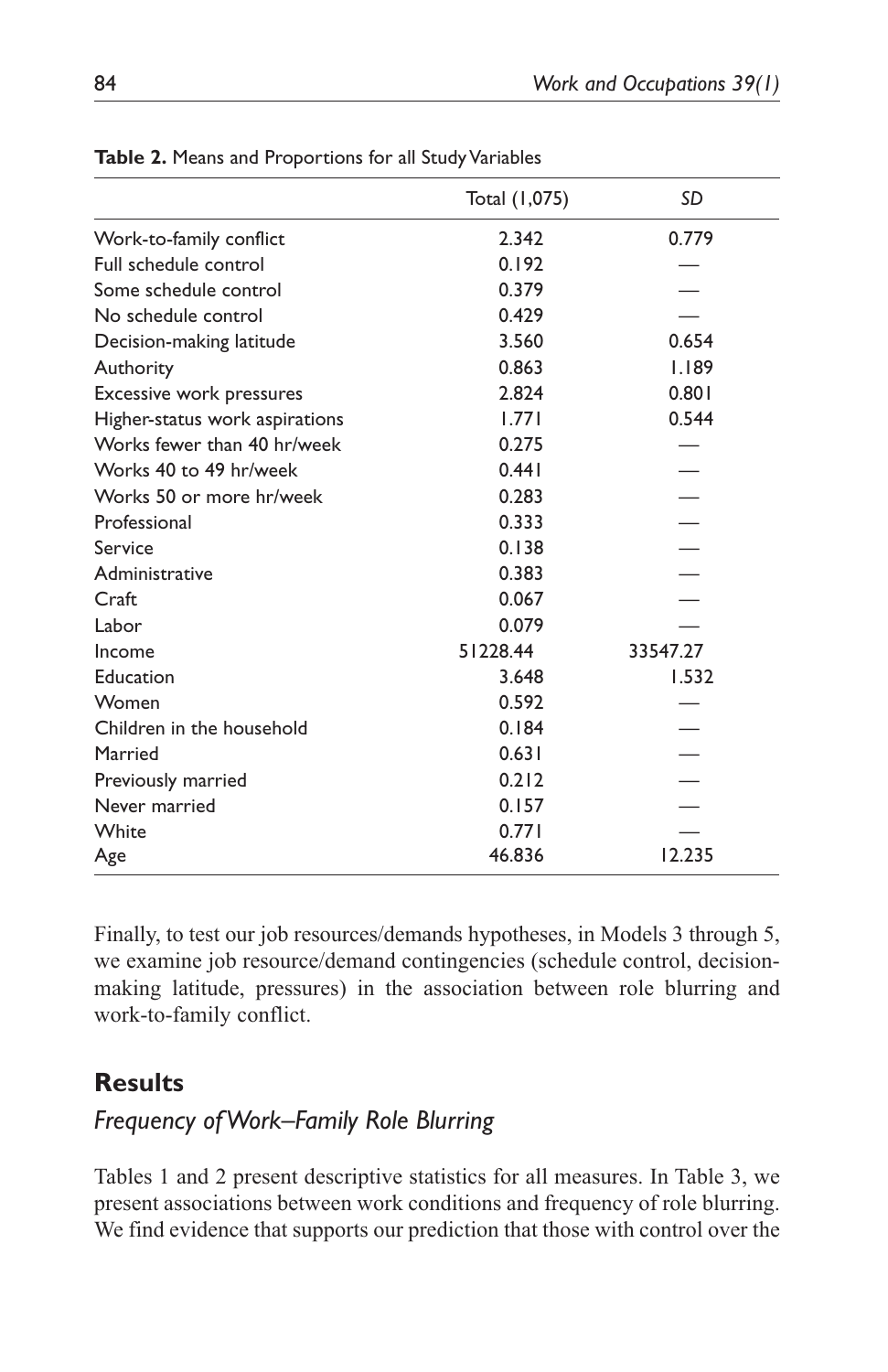**Table 2.** Means and Proportions for all Study Variables

| | Total (1,075) | *SD* |
|---|---|---|
| Work-to-family conflict | 2.342 | 0.779 |
| Full schedule control | 0.192 | — |
| Some schedule control | 0.379 | — |
| No schedule control | 0.429 | — |
| Decision-making latitude | 3.560 | 0.654 |
| Authority | 0.863 | 1.189 |
| Excessive work pressures | 2.824 | 0.801 |
| Higher-status work aspirations | 1.771 | 0.544 |
| Works fewer than 40 hr/week | 0.275 | — |
| Works 40 to 49 hr/week | 0.441 | — |
| Works 50 or more hr/week | 0.283 | — |
| Professional | 0.333 | — |
| Service | 0.138 | — |
| Administrative | 0.383 | — |
| Craft | 0.067 | — |
| Labor | 0.079 | — |
| Income | 51228.44 | 33547.27 |
| Education | 3.648 | 1.532 |
| Women | 0.592 | — |
| Children in the household | 0.184 | — |
| Married | 0.631 | — |
| Previously married | 0.212 | — |
| Never married | 0.157 | — |
| White | 0.771 | — |
| Age | 46.836 | 12.235 |

Finally, to test our job resources/demands hypotheses, in Models 3 through 5, we examine job resource/demand contingencies (schedule control, decision-making latitude, pressures) in the association between role blurring and work-to-family conflict.

## Results

### *Frequency of Work–Family Role Blurring*

Tables 1 and 2 present descriptive statistics for all measures. In Table 3, we present associations between work conditions and frequency of role blurring. We find evidence that supports our prediction that those with control over the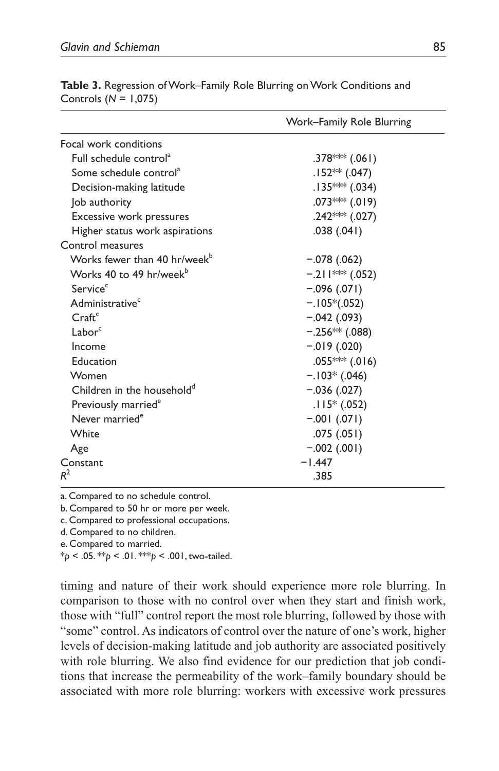**Table 3.** Regression of Work–Family Role Blurring on Work Conditions and Controls ($N$ = 1,075)

| | Work–Family Role Blurring |
|---|---|
| Focal work conditions | |
| Full schedule control[a] | .378*** (.061) |
| Some schedule control[a] | .152** (.047) |
| Decision-making latitude | .135*** (.034) |
| Job authority | .073*** (.019) |
| Excessive work pressures | .242*** (.027) |
| Higher status work aspirations | .038 (.041) |
| Control measures | |
| Works fewer than 40 hr/week[b] | −.078 (.062) |
| Works 40 to 49 hr/week[b] | −.211*** (.052) |
| Service[c] | −.096 (.071) |
| Administrative[c] | −.105*(.052) |
| Craft[c] | −.042 (.093) |
| Labor[c] | −.256** (.088) |
| Income | −.019 (.020) |
| Education | .055*** (.016) |
| Women | −.103* (.046) |
| Children in the household[d] | −.036 (.027) |
| Previously married[e] | .115* (.052) |
| Never married[e] | −.001 (.071) |
| White | .075 (.051) |
| Age | −.002 (.001) |
| Constant | −1.447 |
| $R^2$ | .385 |

a. Compared to no schedule control.
b. Compared to 50 hr or more per week.
c. Compared to professional occupations.
d. Compared to no children.
e. Compared to married.
*$p$ < .05. **$p$ < .01. ***$p$ < .001, two-tailed.

timing and nature of their work should experience more role blurring. In comparison to those with no control over when they start and finish work, those with "full" control report the most role blurring, followed by those with "some" control. As indicators of control over the nature of one's work, higher levels of decision-making latitude and job authority are associated positively with role blurring. We also find evidence for our prediction that job conditions that increase the permeability of the work–family boundary should be associated with more role blurring: workers with excessive work pressures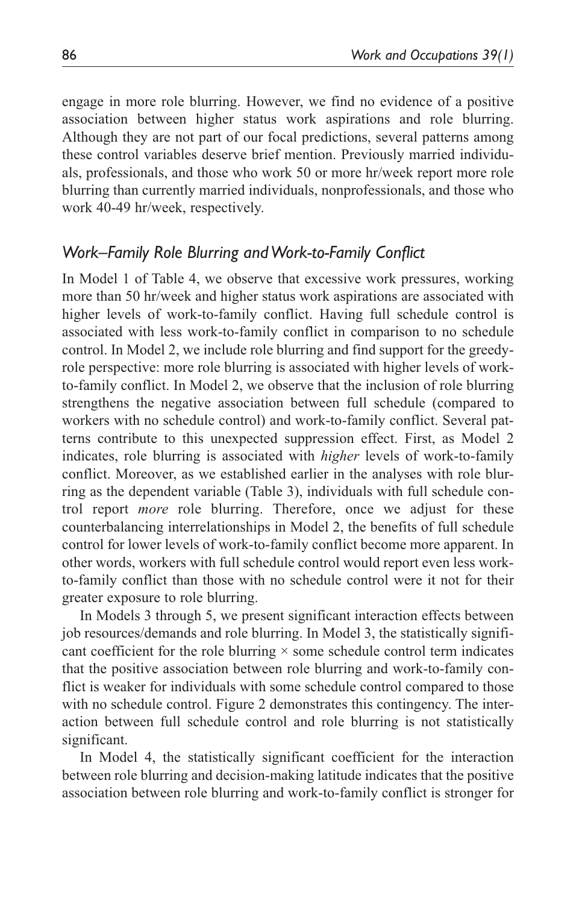engage in more role blurring. However, we find no evidence of a positive association between higher status work aspirations and role blurring. Although they are not part of our focal predictions, several patterns among these control variables deserve brief mention. Previously married individuals, professionals, and those who work 50 or more hr/week report more role blurring than currently married individuals, nonprofessionals, and those who work 40-49 hr/week, respectively.

### *Work–Family Role Blurring and Work-to-Family Conflict*

In Model 1 of Table 4, we observe that excessive work pressures, working more than 50 hr/week and higher status work aspirations are associated with higher levels of work-to-family conflict. Having full schedule control is associated with less work-to-family conflict in comparison to no schedule control. In Model 2, we include role blurring and find support for the greedy-role perspective: more role blurring is associated with higher levels of work-to-family conflict. In Model 2, we observe that the inclusion of role blurring strengthens the negative association between full schedule (compared to workers with no schedule control) and work-to-family conflict. Several patterns contribute to this unexpected suppression effect. First, as Model 2 indicates, role blurring is associated with *higher* levels of work-to-family conflict. Moreover, as we established earlier in the analyses with role blurring as the dependent variable (Table 3), individuals with full schedule control report *more* role blurring. Therefore, once we adjust for these counterbalancing interrelationships in Model 2, the benefits of full schedule control for lower levels of work-to-family conflict become more apparent. In other words, workers with full schedule control would report even less work-to-family conflict than those with no schedule control were it not for their greater exposure to role blurring.

In Models 3 through 5, we present significant interaction effects between job resources/demands and role blurring. In Model 3, the statistically significant coefficient for the role blurring × some schedule control term indicates that the positive association between role blurring and work-to-family conflict is weaker for individuals with some schedule control compared to those with no schedule control. Figure 2 demonstrates this contingency. The interaction between full schedule control and role blurring is not statistically significant.

In Model 4, the statistically significant coefficient for the interaction between role blurring and decision-making latitude indicates that the positive association between role blurring and work-to-family conflict is stronger for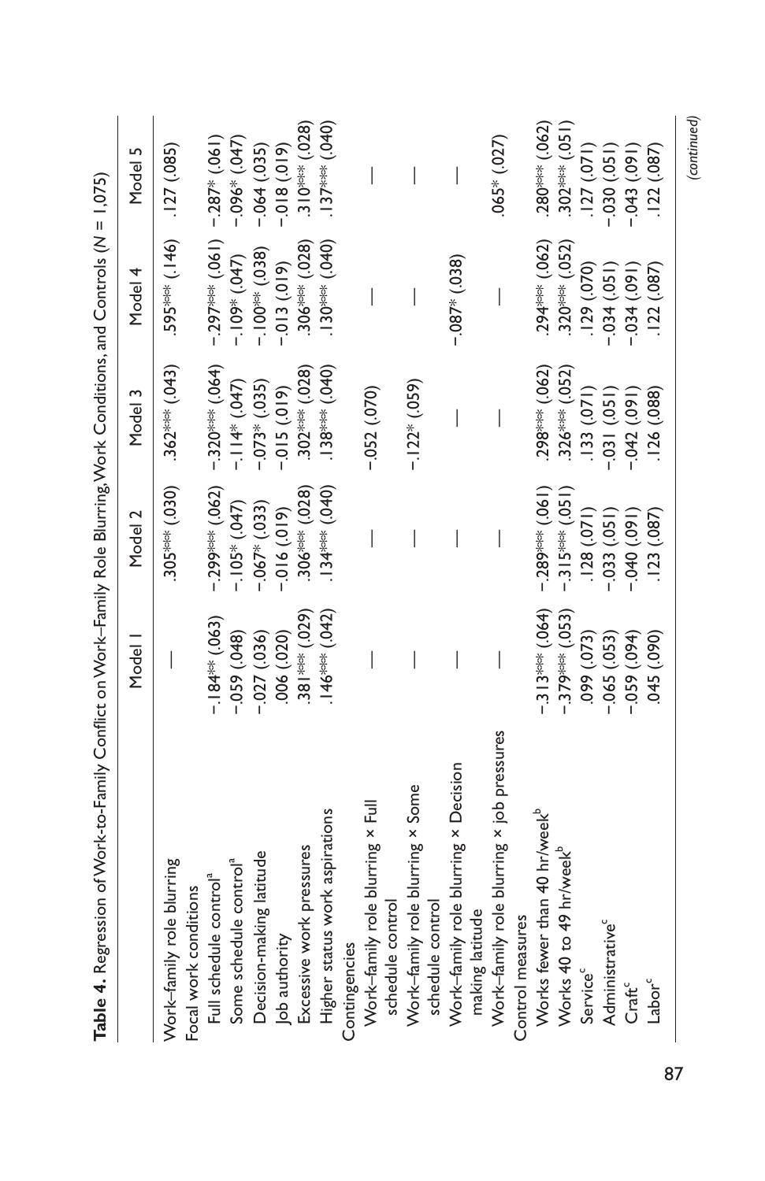**Table 4.** Regression of Work-to-Family Conflict on Work–Family Role Blurring, Work Conditions, and Controls (N = 1,075)

| | Model 1 | Model 2 | Model 3 | Model 4 | Model 5 |
|---|---|---|---|---|---|
| Work–family role blurring | — | .305*** (.030) | .362*** (.043) | .595*** (.146) | .127 (.085) |
| Focal work conditions | | | | | |
| Full schedule control[a] | −.184** (.063) | −.299*** (.062) | −.320*** (.064) | −.297*** (.061) | −.287* (.061) |
| Some schedule control[a] | −.059 (.048) | −.105* (.047) | −.114* (.047) | −.109* (.047) | −.096* (.047) |
| Decision-making latitude | −.027 (.036) | −.067* (.033) | −.073* (.035) | −.100** (.038) | −.064 (.035) |
| Job authority | .006 (.020) | −.016 (.019) | −.015 (.019) | −.013 (.019) | −.018 (.019) |
| Excessive work pressures | .381*** (.029) | .306*** (.028) | .302*** (.028) | .306*** (.028) | .310*** (.028) |
| Higher status work aspirations | .146*** (.042) | .134*** (.040) | .138*** (.040) | .130*** (.040) | .137*** (.040) |
| Contingencies | | | | | |
| Work–family role blurring × Full schedule control | — | — | −.052 (.070) | — | — |
| Work–family role blurring × Some schedule control | — | — | −.122* (.059) | — | — |
| Work–family role blurring × Decision making latitude | — | — | — | −.087* (.038) | — |
| Work–family role blurring × job pressures | — | — | — | — | .065* (.027) |
| Control measures | | | | | |
| Works fewer than 40 hr/week[b] | −.313*** (.064) | −.289*** (.061) | .298*** (.062) | .294*** (.062) | .280*** (.062) |
| Works 40 to 49 hr/week[b] | −.379*** (.053) | −.315*** (.051) | .326*** (.052) | .320*** (.052) | .302*** (.051) |
| Service[c] | .099 (.073) | .128 (.071) | .133 (.071) | .129 (.070) | .127 (.071) |
| Administrative[c] | −.065 (.053) | −.033 (.051) | −.031 (.051) | −.034 (.051) | −.030 (.051) |
| Craft[c] | −.059 (.094) | −.040 (.091) | −.042 (.091) | −.034 (.091) | −.043 (.091) |
| Labor[c] | .045 (.090) | .123 (.087) | .126 (.088) | .122 (.087) | .122 (.087) |

*(continued)*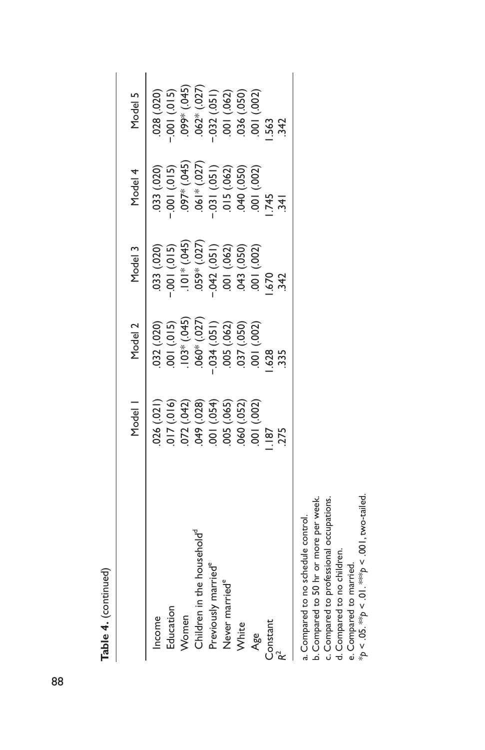**Table 4.** (continued)

| | Model 1 | Model 2 | Model 3 | Model 4 | Model 5 |
|---|---|---|---|---|---|
| Income | .026 (.021) | .032 (.020) | .033 (.020) | .033 (.020) | .028 (.020) |
| Education | .017 (.016) | .001 (.015) | −.001 (.015) | −.001 (.015) | −.001 (.015) |
| Women | .072 (.042) | .103* (.045) | .101* (.045) | .097* (.045) | .099* (.045) |
| Children in the household[d] | .049 (.028) | .060* (.027) | .059* (.027) | .061* (.027) | .062* (.027) |
| Previously married[e] | .001 (.054) | −.034 (.051) | −.042 (.051) | −.031 (.051) | −.032 (.051) |
| Never married[e] | .005 (.065) | .005 (.062) | .001 (.062) | .015 (.062) | .001 (.062) |
| White | .060 (.052) | .037 (.050) | .043 (.050) | .040 (.050) | .036 (.050) |
| Age | .001 (.002) | .001 (.002) | .001 (.002) | .001 (.002) | .001 (.002) |
| Constant | 1.187 | 1.628 | 1.670 | 1.745 | 1.563 |
| $R^2$ | .275 | .335 | .342 | .341 | .342 |

a. Compared to no schedule control.
b. Compared to 50 hr or more per week.
c. Compared to professional occupations.
d. Compared to no children.
e. Compared to married.
$*p < .05$. $**p < .01$. $***p < .001$, two-tailed.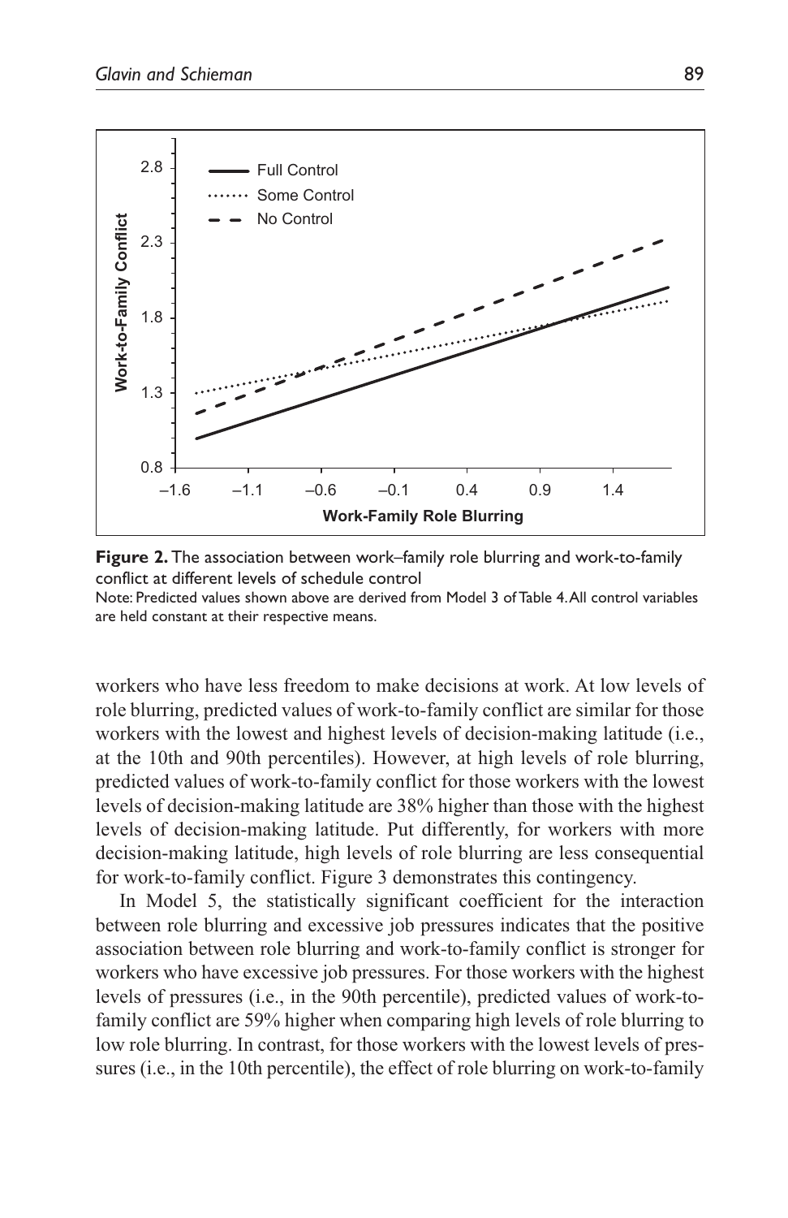**Figure 2.** The association between work–family role blurring and work-to-family conflict at different levels of schedule control

Note: Predicted values shown above are derived from Model 3 of Table 4. All control variables are held constant at their respective means.

workers who have less freedom to make decisions at work. At low levels of role blurring, predicted values of work-to-family conflict are similar for those workers with the lowest and highest levels of decision-making latitude (i.e., at the 10th and 90th percentiles). However, at high levels of role blurring, predicted values of work-to-family conflict for those workers with the lowest levels of decision-making latitude are 38% higher than those with the highest levels of decision-making latitude. Put differently, for workers with more decision-making latitude, high levels of role blurring are less consequential for work-to-family conflict. Figure 3 demonstrates this contingency.

In Model 5, the statistically significant coefficient for the interaction between role blurring and excessive job pressures indicates that the positive association between role blurring and work-to-family conflict is stronger for workers who have excessive job pressures. For those workers with the highest levels of pressures (i.e., in the 90th percentile), predicted values of work-to-family conflict are 59% higher when comparing high levels of role blurring to low role blurring. In contrast, for those workers with the lowest levels of pressures (i.e., in the 10th percentile), the effect of role blurring on work-to-family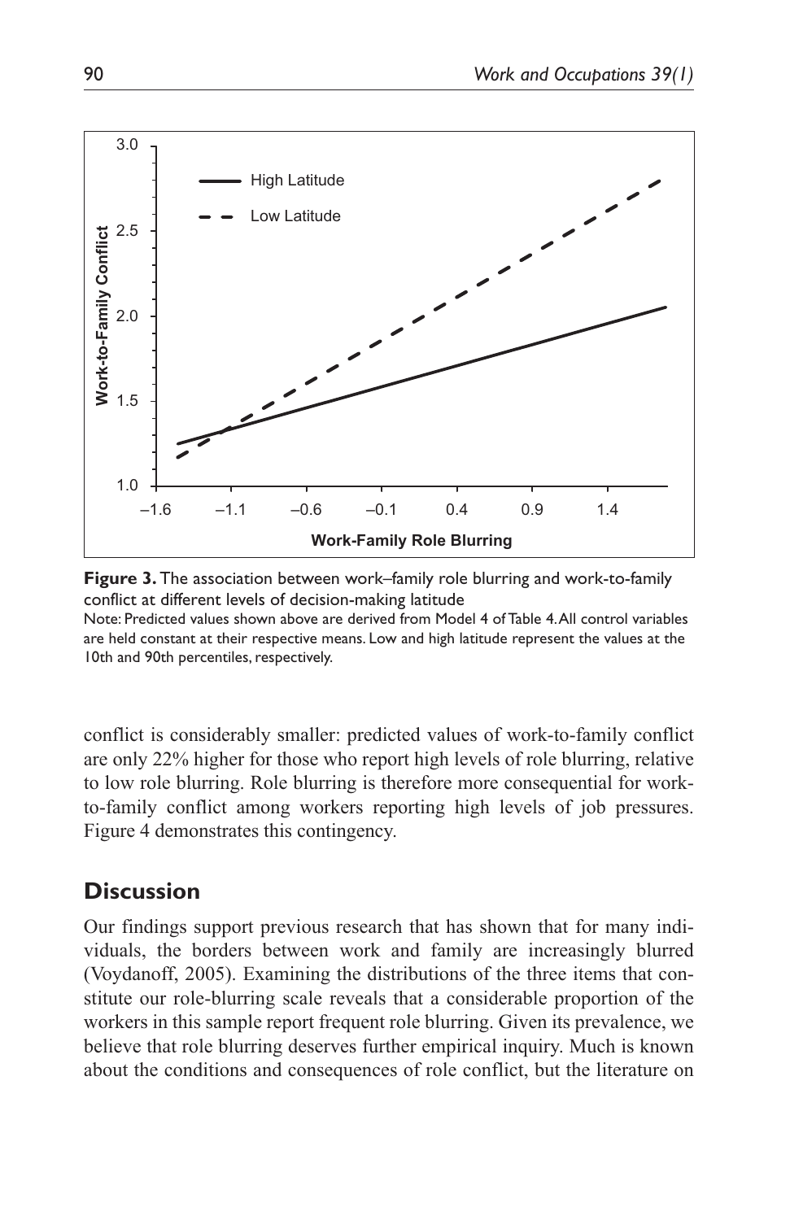**Figure 3.** The association between work–family role blurring and work-to-family conflict at different levels of decision-making latitude

Note: Predicted values shown above are derived from Model 4 of Table 4. All control variables are held constant at their respective means. Low and high latitude represent the values at the 10th and 90th percentiles, respectively.

conflict is considerably smaller: predicted values of work-to-family conflict are only 22% higher for those who report high levels of role blurring, relative to low role blurring. Role blurring is therefore more consequential for work-to-family conflict among workers reporting high levels of job pressures. Figure 4 demonstrates this contingency.

## Discussion

Our findings support previous research that has shown that for many individuals, the borders between work and family are increasingly blurred (Voydanoff, 2005). Examining the distributions of the three items that constitute our role-blurring scale reveals that a considerable proportion of the workers in this sample report frequent role blurring. Given its prevalence, we believe that role blurring deserves further empirical inquiry. Much is known about the conditions and consequences of role conflict, but the literature on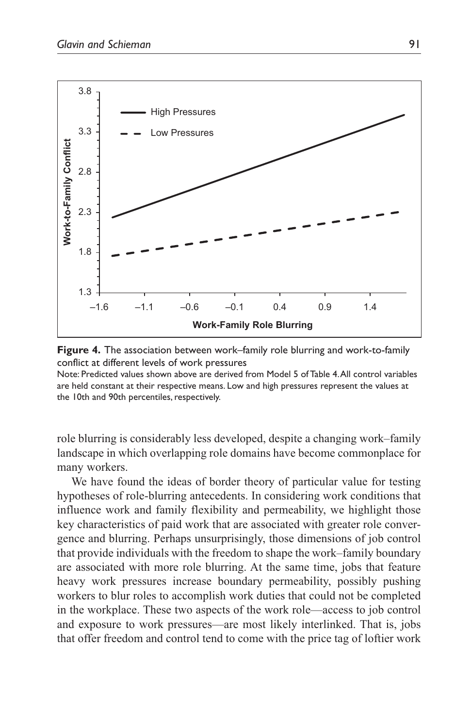**Figure 4.** The association between work–family role blurring and work-to-family conflict at different levels of work pressures

Note: Predicted values shown above are derived from Model 5 of Table 4. All control variables are held constant at their respective means. Low and high pressures represent the values at the 10th and 90th percentiles, respectively.

role blurring is considerably less developed, despite a changing work–family landscape in which overlapping role domains have become commonplace for many workers.

We have found the ideas of border theory of particular value for testing hypotheses of role-blurring antecedents. In considering work conditions that influence work and family flexibility and permeability, we highlight those key characteristics of paid work that are associated with greater role convergence and blurring. Perhaps unsurprisingly, those dimensions of job control that provide individuals with the freedom to shape the work–family boundary are associated with more role blurring. At the same time, jobs that feature heavy work pressures increase boundary permeability, possibly pushing workers to blur roles to accomplish work duties that could not be completed in the workplace. These two aspects of the work role—access to job control and exposure to work pressures—are most likely interlinked. That is, jobs that offer freedom and control tend to come with the price tag of loftier work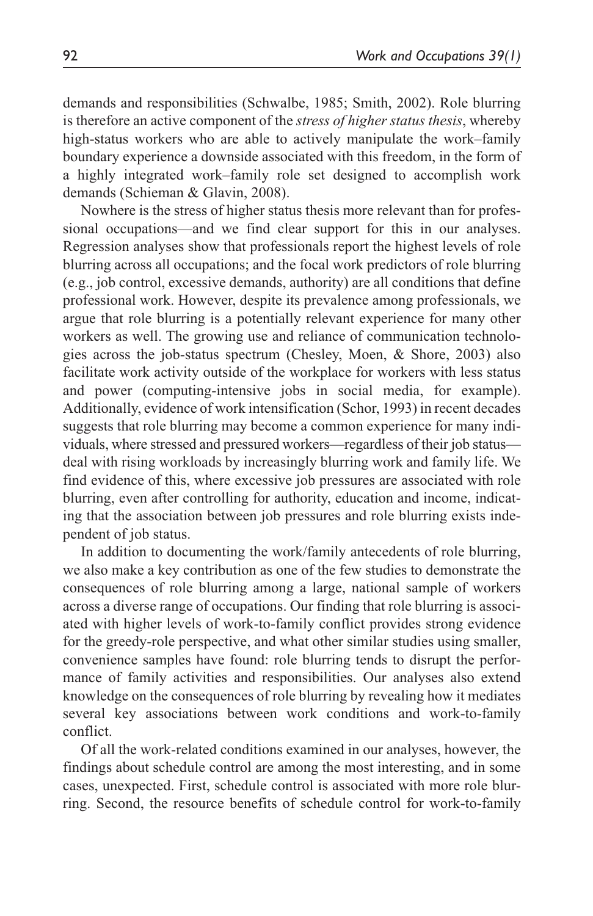demands and responsibilities (Schwalbe, 1985; Smith, 2002). Role blurring is therefore an active component of the *stress of higher status thesis*, whereby high-status workers who are able to actively manipulate the work–family boundary experience a downside associated with this freedom, in the form of a highly integrated work–family role set designed to accomplish work demands (Schieman & Glavin, 2008).

Nowhere is the stress of higher status thesis more relevant than for professional occupations—and we find clear support for this in our analyses. Regression analyses show that professionals report the highest levels of role blurring across all occupations; and the focal work predictors of role blurring (e.g., job control, excessive demands, authority) are all conditions that define professional work. However, despite its prevalence among professionals, we argue that role blurring is a potentially relevant experience for many other workers as well. The growing use and reliance of communication technologies across the job-status spectrum (Chesley, Moen, & Shore, 2003) also facilitate work activity outside of the workplace for workers with less status and power (computing-intensive jobs in social media, for example). Additionally, evidence of work intensification (Schor, 1993) in recent decades suggests that role blurring may become a common experience for many individuals, where stressed and pressured workers—regardless of their job status—deal with rising workloads by increasingly blurring work and family life. We find evidence of this, where excessive job pressures are associated with role blurring, even after controlling for authority, education and income, indicating that the association between job pressures and role blurring exists independent of job status.

In addition to documenting the work/family antecedents of role blurring, we also make a key contribution as one of the few studies to demonstrate the consequences of role blurring among a large, national sample of workers across a diverse range of occupations. Our finding that role blurring is associated with higher levels of work-to-family conflict provides strong evidence for the greedy-role perspective, and what other similar studies using smaller, convenience samples have found: role blurring tends to disrupt the performance of family activities and responsibilities. Our analyses also extend knowledge on the consequences of role blurring by revealing how it mediates several key associations between work conditions and work-to-family conflict.

Of all the work-related conditions examined in our analyses, however, the findings about schedule control are among the most interesting, and in some cases, unexpected. First, schedule control is associated with more role blurring. Second, the resource benefits of schedule control for work-to-family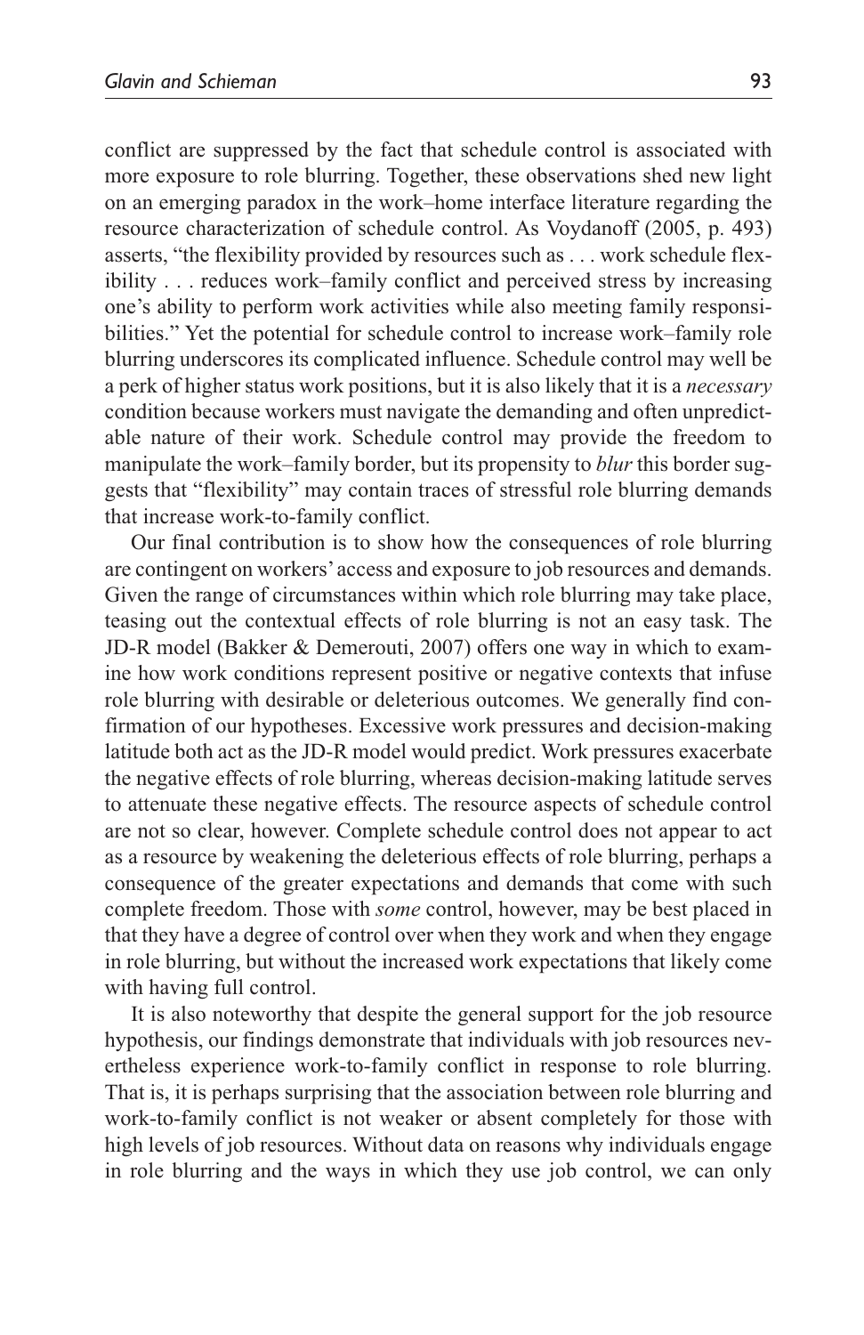conflict are suppressed by the fact that schedule control is associated with more exposure to role blurring. Together, these observations shed new light on an emerging paradox in the work–home interface literature regarding the resource characterization of schedule control. As Voydanoff (2005, p. 493) asserts, "the flexibility provided by resources such as . . . work schedule flexibility . . . reduces work–family conflict and perceived stress by increasing one's ability to perform work activities while also meeting family responsibilities." Yet the potential for schedule control to increase work–family role blurring underscores its complicated influence. Schedule control may well be a perk of higher status work positions, but it is also likely that it is a *necessary* condition because workers must navigate the demanding and often unpredictable nature of their work. Schedule control may provide the freedom to manipulate the work–family border, but its propensity to *blur* this border suggests that "flexibility" may contain traces of stressful role blurring demands that increase work-to-family conflict.

Our final contribution is to show how the consequences of role blurring are contingent on workers' access and exposure to job resources and demands. Given the range of circumstances within which role blurring may take place, teasing out the contextual effects of role blurring is not an easy task. The JD-R model (Bakker & Demerouti, 2007) offers one way in which to examine how work conditions represent positive or negative contexts that infuse role blurring with desirable or deleterious outcomes. We generally find confirmation of our hypotheses. Excessive work pressures and decision-making latitude both act as the JD-R model would predict. Work pressures exacerbate the negative effects of role blurring, whereas decision-making latitude serves to attenuate these negative effects. The resource aspects of schedule control are not so clear, however. Complete schedule control does not appear to act as a resource by weakening the deleterious effects of role blurring, perhaps a consequence of the greater expectations and demands that come with such complete freedom. Those with *some* control, however, may be best placed in that they have a degree of control over when they work and when they engage in role blurring, but without the increased work expectations that likely come with having full control.

It is also noteworthy that despite the general support for the job resource hypothesis, our findings demonstrate that individuals with job resources nevertheless experience work-to-family conflict in response to role blurring. That is, it is perhaps surprising that the association between role blurring and work-to-family conflict is not weaker or absent completely for those with high levels of job resources. Without data on reasons why individuals engage in role blurring and the ways in which they use job control, we can only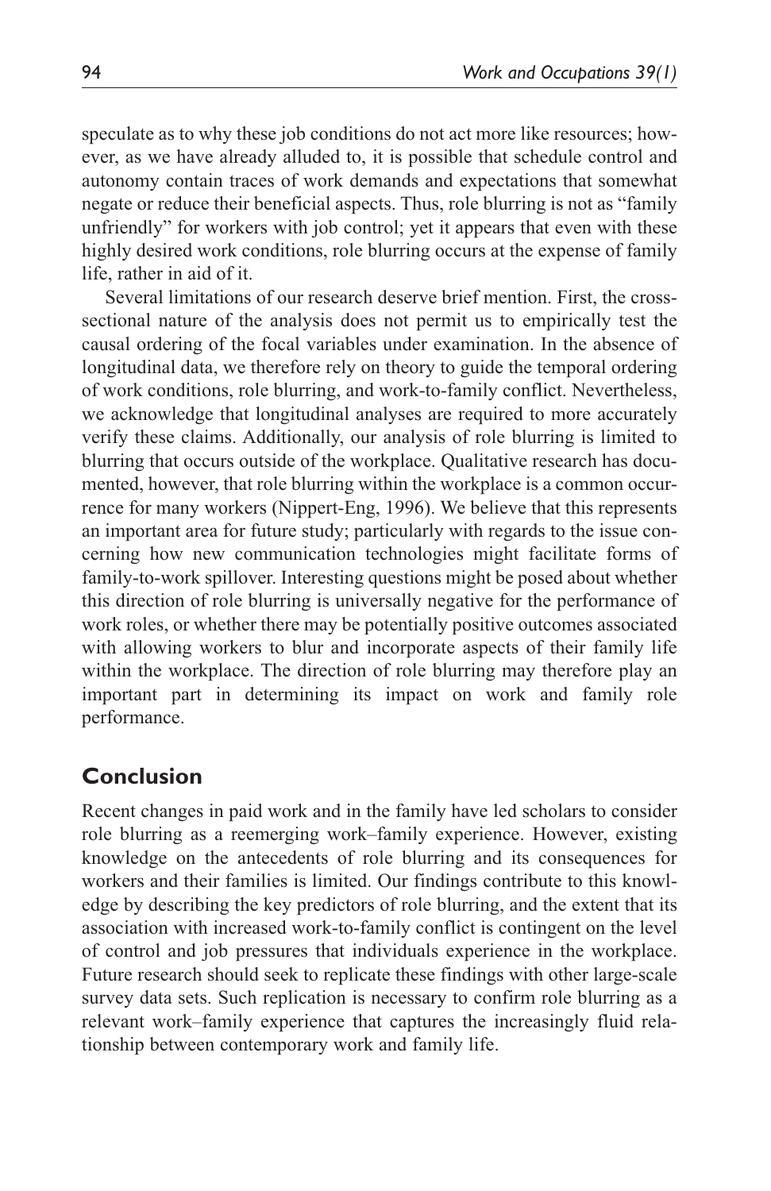speculate as to why these job conditions do not act more like resources; however, as we have already alluded to, it is possible that schedule control and autonomy contain traces of work demands and expectations that somewhat negate or reduce their beneficial aspects. Thus, role blurring is not as "family unfriendly" for workers with job control; yet it appears that even with these highly desired work conditions, role blurring occurs at the expense of family life, rather in aid of it.

Several limitations of our research deserve brief mention. First, the cross-sectional nature of the analysis does not permit us to empirically test the causal ordering of the focal variables under examination. In the absence of longitudinal data, we therefore rely on theory to guide the temporal ordering of work conditions, role blurring, and work-to-family conflict. Nevertheless, we acknowledge that longitudinal analyses are required to more accurately verify these claims. Additionally, our analysis of role blurring is limited to blurring that occurs outside of the workplace. Qualitative research has documented, however, that role blurring within the workplace is a common occurrence for many workers (Nippert-Eng, 1996). We believe that this represents an important area for future study; particularly with regards to the issue concerning how new communication technologies might facilitate forms of family-to-work spillover. Interesting questions might be posed about whether this direction of role blurring is universally negative for the performance of work roles, or whether there may be potentially positive outcomes associated with allowing workers to blur and incorporate aspects of their family life within the workplace. The direction of role blurring may therefore play an important part in determining its impact on work and family role performance.

## Conclusion

Recent changes in paid work and in the family have led scholars to consider role blurring as a reemerging work–family experience. However, existing knowledge on the antecedents of role blurring and its consequences for workers and their families is limited. Our findings contribute to this knowledge by describing the key predictors of role blurring, and the extent that its association with increased work-to-family conflict is contingent on the level of control and job pressures that individuals experience in the workplace. Future research should seek to replicate these findings with other large-scale survey data sets. Such replication is necessary to confirm role blurring as a relevant work–family experience that captures the increasingly fluid relationship between contemporary work and family life.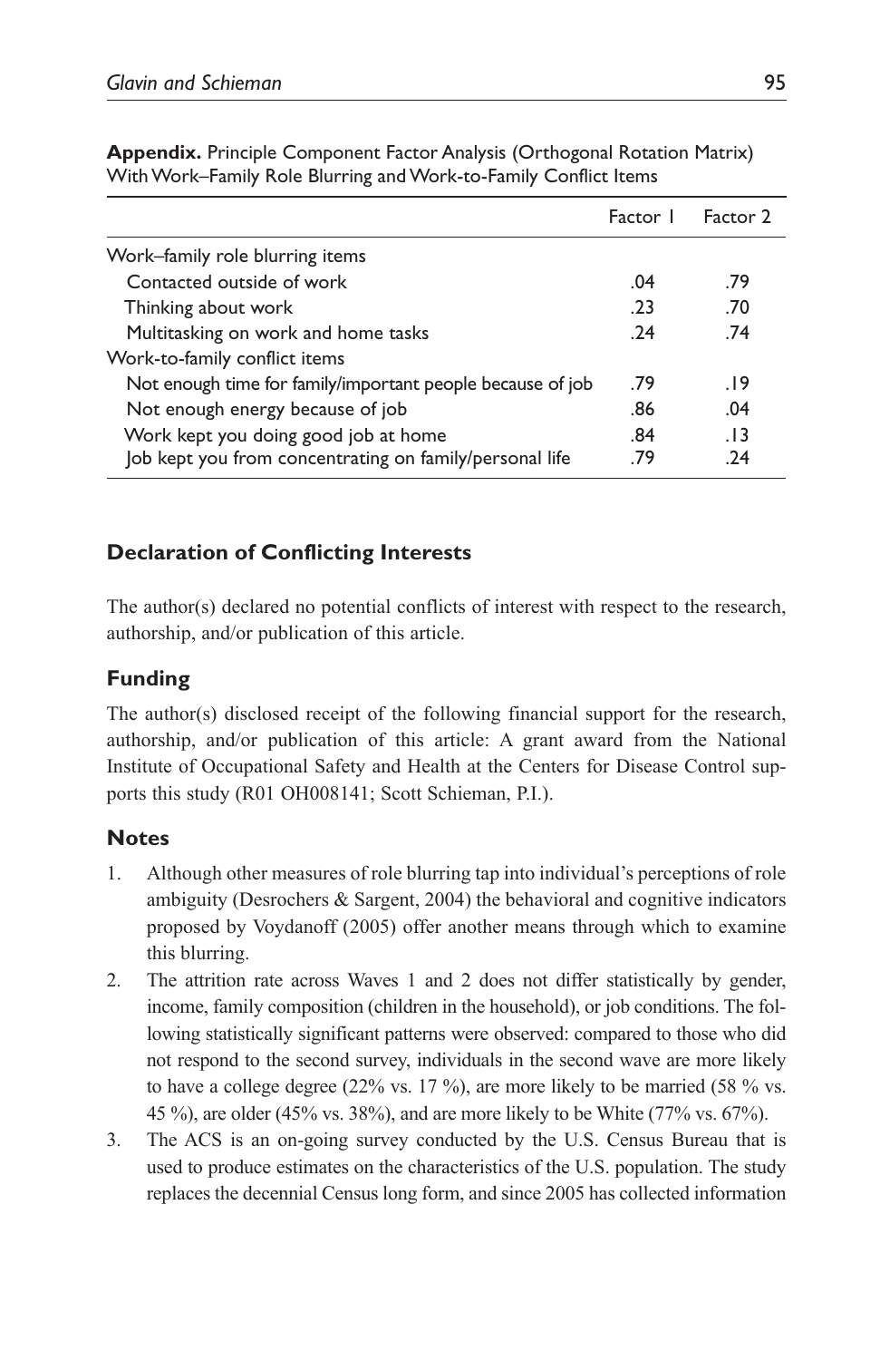**Appendix.** Principle Component Factor Analysis (Orthogonal Rotation Matrix) With Work–Family Role Blurring and Work-to-Family Conflict Items

| | Factor 1 | Factor 2 |
|---|---|---|
| Work–family role blurring items | | |
| Contacted outside of work | .04 | .79 |
| Thinking about work | .23 | .70 |
| Multitasking on work and home tasks | .24 | .74 |
| Work-to-family conflict items | | |
| Not enough time for family/important people because of job | .79 | .19 |
| Not enough energy because of job | .86 | .04 |
| Work kept you doing good job at home | .84 | .13 |
| Job kept you from concentrating on family/personal life | .79 | .24 |

## Declaration of Conflicting Interests

The author(s) declared no potential conflicts of interest with respect to the research, authorship, and/or publication of this article.

## Funding

The author(s) disclosed receipt of the following financial support for the research, authorship, and/or publication of this article: A grant award from the National Institute of Occupational Safety and Health at the Centers for Disease Control supports this study (R01 OH008141; Scott Schieman, P.I.).

## Notes

1. Although other measures of role blurring tap into individual's perceptions of role ambiguity (Desrochers & Sargent, 2004) the behavioral and cognitive indicators proposed by Voydanoff (2005) offer another means through which to examine this blurring.
2. The attrition rate across Waves 1 and 2 does not differ statistically by gender, income, family composition (children in the household), or job conditions. The following statistically significant patterns were observed: compared to those who did not respond to the second survey, individuals in the second wave are more likely to have a college degree (22% vs. 17 %), are more likely to be married (58 % vs. 45 %), are older (45% vs. 38%), and are more likely to be White (77% vs. 67%).
3. The ACS is an on-going survey conducted by the U.S. Census Bureau that is used to produce estimates on the characteristics of the U.S. population. The study replaces the decennial Census long form, and since 2005 has collected information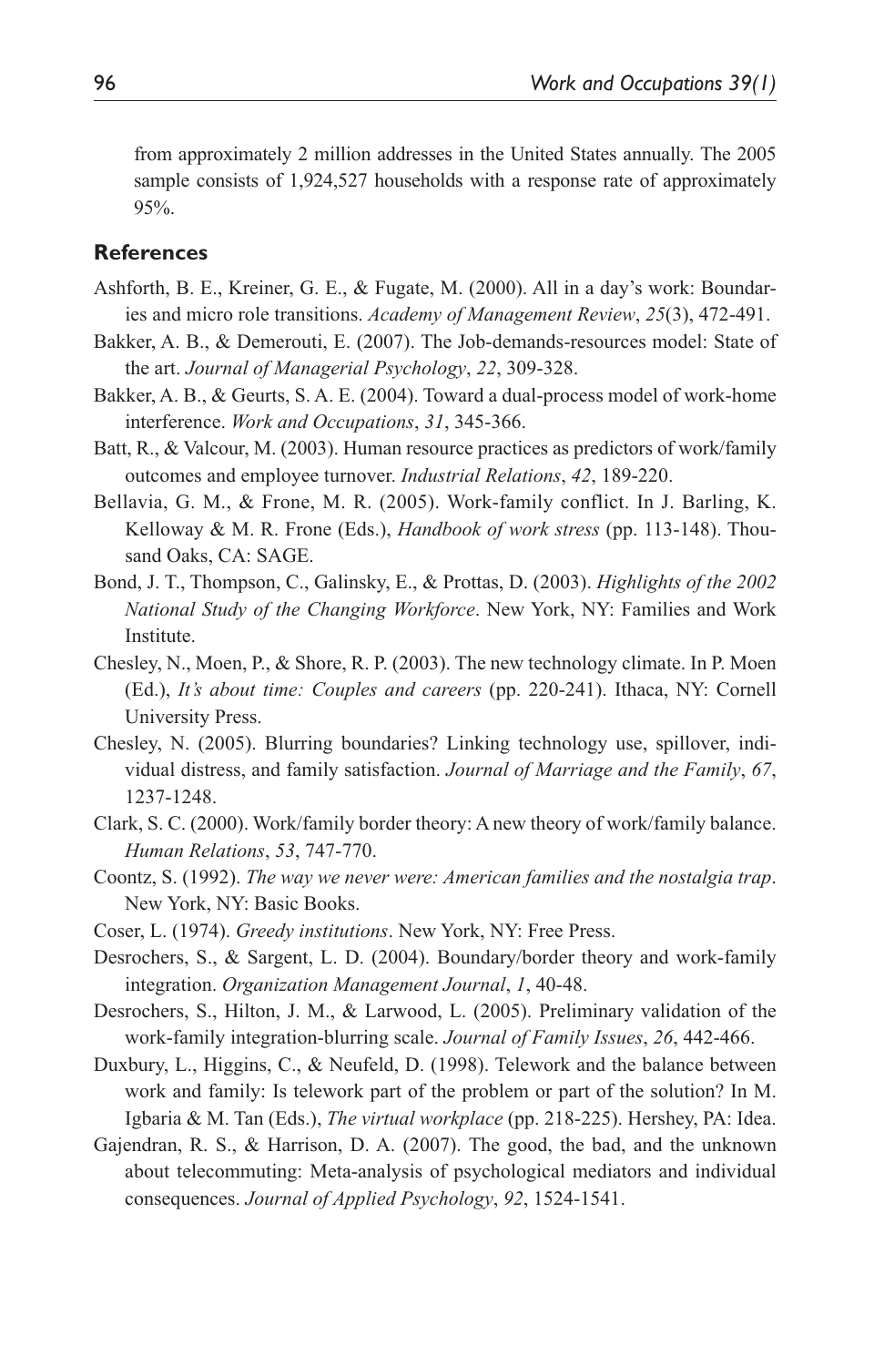from approximately 2 million addresses in the United States annually. The 2005 sample consists of 1,924,527 households with a response rate of approximately 95%.

## References

Ashforth, B. E., Kreiner, G. E., & Fugate, M. (2000). All in a day's work: Boundaries and micro role transitions. *Academy of Management Review*, *25*(3), 472-491.

Bakker, A. B., & Demerouti, E. (2007). The Job-demands-resources model: State of the art. *Journal of Managerial Psychology*, *22*, 309-328.

Bakker, A. B., & Geurts, S. A. E. (2004). Toward a dual-process model of work-home interference. *Work and Occupations*, *31*, 345-366.

Batt, R., & Valcour, M. (2003). Human resource practices as predictors of work/family outcomes and employee turnover. *Industrial Relations*, *42*, 189-220.

Bellavia, G. M., & Frone, M. R. (2005). Work-family conflict. In J. Barling, K. Kelloway & M. R. Frone (Eds.), *Handbook of work stress* (pp. 113-148). Thousand Oaks, CA: SAGE.

Bond, J. T., Thompson, C., Galinsky, E., & Prottas, D. (2003). *Highlights of the 2002 National Study of the Changing Workforce*. New York, NY: Families and Work Institute.

Chesley, N., Moen, P., & Shore, R. P. (2003). The new technology climate. In P. Moen (Ed.), *It's about time: Couples and careers* (pp. 220-241). Ithaca, NY: Cornell University Press.

Chesley, N. (2005). Blurring boundaries? Linking technology use, spillover, individual distress, and family satisfaction. *Journal of Marriage and the Family*, *67*, 1237-1248.

Clark, S. C. (2000). Work/family border theory: A new theory of work/family balance. *Human Relations*, *53*, 747-770.

Coontz, S. (1992). *The way we never were: American families and the nostalgia trap*. New York, NY: Basic Books.

Coser, L. (1974). *Greedy institutions*. New York, NY: Free Press.

Desrochers, S., & Sargent, L. D. (2004). Boundary/border theory and work-family integration. *Organization Management Journal*, *1*, 40-48.

Desrochers, S., Hilton, J. M., & Larwood, L. (2005). Preliminary validation of the work-family integration-blurring scale. *Journal of Family Issues*, *26*, 442-466.

Duxbury, L., Higgins, C., & Neufeld, D. (1998). Telework and the balance between work and family: Is telework part of the problem or part of the solution? In M. Igbaria & M. Tan (Eds.), *The virtual workplace* (pp. 218-225). Hershey, PA: Idea.

Gajendran, R. S., & Harrison, D. A. (2007). The good, the bad, and the unknown about telecommuting: Meta-analysis of psychological mediators and individual consequences. *Journal of Applied Psychology*, *92*, 1524-1541.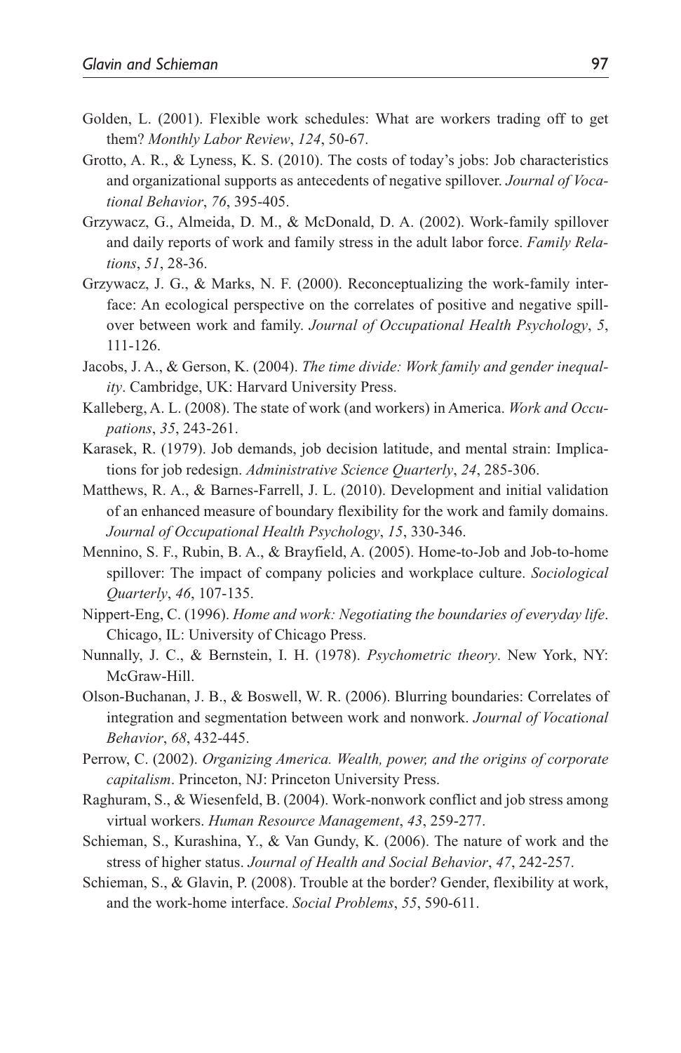Golden, L. (2001). Flexible work schedules: What are workers trading off to get them? *Monthly Labor Review*, *124*, 50-67.

Grotto, A. R., & Lyness, K. S. (2010). The costs of today's jobs: Job characteristics and organizational supports as antecedents of negative spillover. *Journal of Vocational Behavior*, *76*, 395-405.

Grzywacz, G., Almeida, D. M., & McDonald, D. A. (2002). Work-family spillover and daily reports of work and family stress in the adult labor force. *Family Relations*, *51*, 28-36.

Grzywacz, J. G., & Marks, N. F. (2000). Reconceptualizing the work-family interface: An ecological perspective on the correlates of positive and negative spillover between work and family. *Journal of Occupational Health Psychology*, *5*, 111-126.

Jacobs, J. A., & Gerson, K. (2004). *The time divide: Work family and gender inequality*. Cambridge, UK: Harvard University Press.

Kalleberg, A. L. (2008). The state of work (and workers) in America. *Work and Occupations*, *35*, 243-261.

Karasek, R. (1979). Job demands, job decision latitude, and mental strain: Implications for job redesign. *Administrative Science Quarterly*, *24*, 285-306.

Matthews, R. A., & Barnes-Farrell, J. L. (2010). Development and initial validation of an enhanced measure of boundary flexibility for the work and family domains. *Journal of Occupational Health Psychology*, *15*, 330-346.

Mennino, S. F., Rubin, B. A., & Brayfield, A. (2005). Home-to-Job and Job-to-home spillover: The impact of company policies and workplace culture. *Sociological Quarterly*, *46*, 107-135.

Nippert-Eng, C. (1996). *Home and work: Negotiating the boundaries of everyday life*. Chicago, IL: University of Chicago Press.

Nunnally, J. C., & Bernstein, I. H. (1978). *Psychometric theory*. New York, NY: McGraw-Hill.

Olson-Buchanan, J. B., & Boswell, W. R. (2006). Blurring boundaries: Correlates of integration and segmentation between work and nonwork. *Journal of Vocational Behavior*, *68*, 432-445.

Perrow, C. (2002). *Organizing America. Wealth, power, and the origins of corporate capitalism*. Princeton, NJ: Princeton University Press.

Raghuram, S., & Wiesenfeld, B. (2004). Work-nonwork conflict and job stress among virtual workers. *Human Resource Management*, *43*, 259-277.

Schieman, S., Kurashina, Y., & Van Gundy, K. (2006). The nature of work and the stress of higher status. *Journal of Health and Social Behavior*, *47*, 242-257.

Schieman, S., & Glavin, P. (2008). Trouble at the border? Gender, flexibility at work, and the work-home interface. *Social Problems*, *55*, 590-611.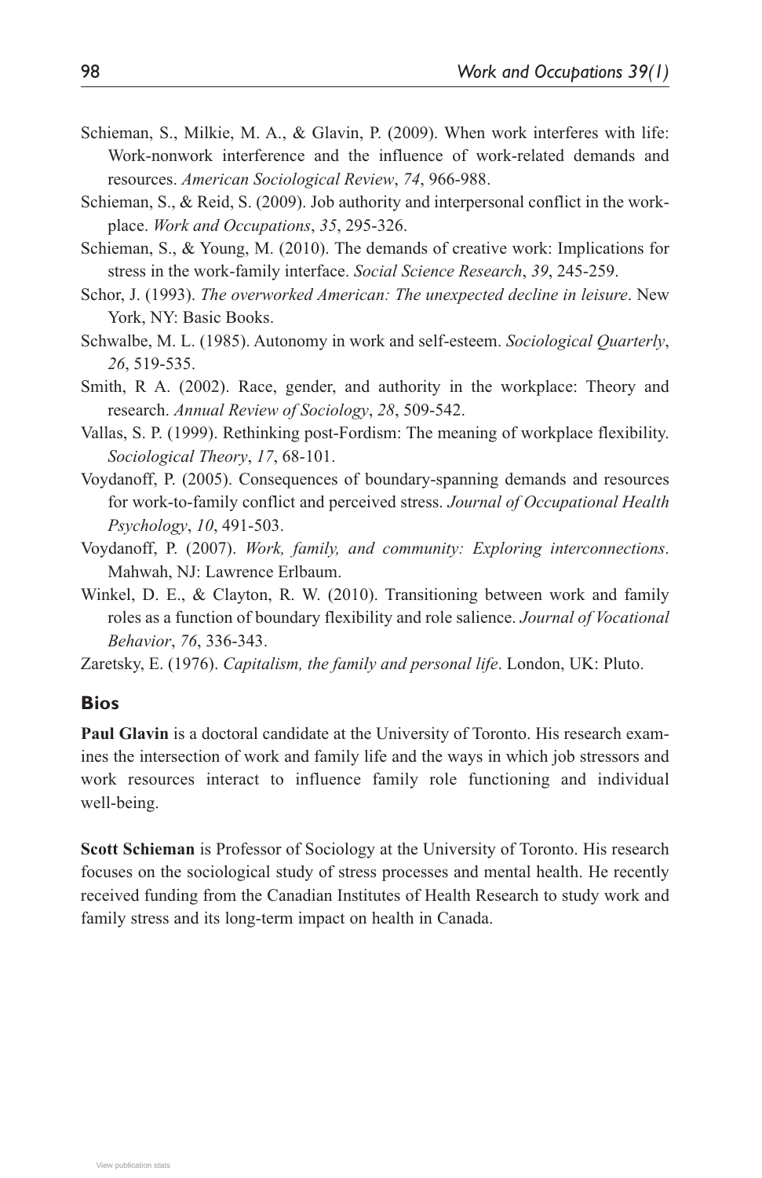Schieman, S., Milkie, M. A., & Glavin, P. (2009). When work interferes with life: Work-nonwork interference and the influence of work-related demands and resources. *American Sociological Review*, *74*, 966-988.

Schieman, S., & Reid, S. (2009). Job authority and interpersonal conflict in the workplace. *Work and Occupations*, *35*, 295-326.

Schieman, S., & Young, M. (2010). The demands of creative work: Implications for stress in the work-family interface. *Social Science Research*, *39*, 245-259.

Schor, J. (1993). *The overworked American: The unexpected decline in leisure*. New York, NY: Basic Books.

Schwalbe, M. L. (1985). Autonomy in work and self-esteem. *Sociological Quarterly*, *26*, 519-535.

Smith, R A. (2002). Race, gender, and authority in the workplace: Theory and research. *Annual Review of Sociology*, *28*, 509-542.

Vallas, S. P. (1999). Rethinking post-Fordism: The meaning of workplace flexibility. *Sociological Theory*, *17*, 68-101.

Voydanoff, P. (2005). Consequences of boundary-spanning demands and resources for work-to-family conflict and perceived stress. *Journal of Occupational Health Psychology*, *10*, 491-503.

Voydanoff, P. (2007). *Work, family, and community: Exploring interconnections*. Mahwah, NJ: Lawrence Erlbaum.

Winkel, D. E., & Clayton, R. W. (2010). Transitioning between work and family roles as a function of boundary flexibility and role salience. *Journal of Vocational Behavior*, *76*, 336-343.

Zaretsky, E. (1976). *Capitalism, the family and personal life*. London, UK: Pluto.

## Bios

**Paul Glavin** is a doctoral candidate at the University of Toronto. His research examines the intersection of work and family life and the ways in which job stressors and work resources interact to influence family role functioning and individual well-being.

**Scott Schieman** is Professor of Sociology at the University of Toronto. His research focuses on the sociological study of stress processes and mental health. He recently received funding from the Canadian Institutes of Health Research to study work and family stress and its long-term impact on health in Canada.